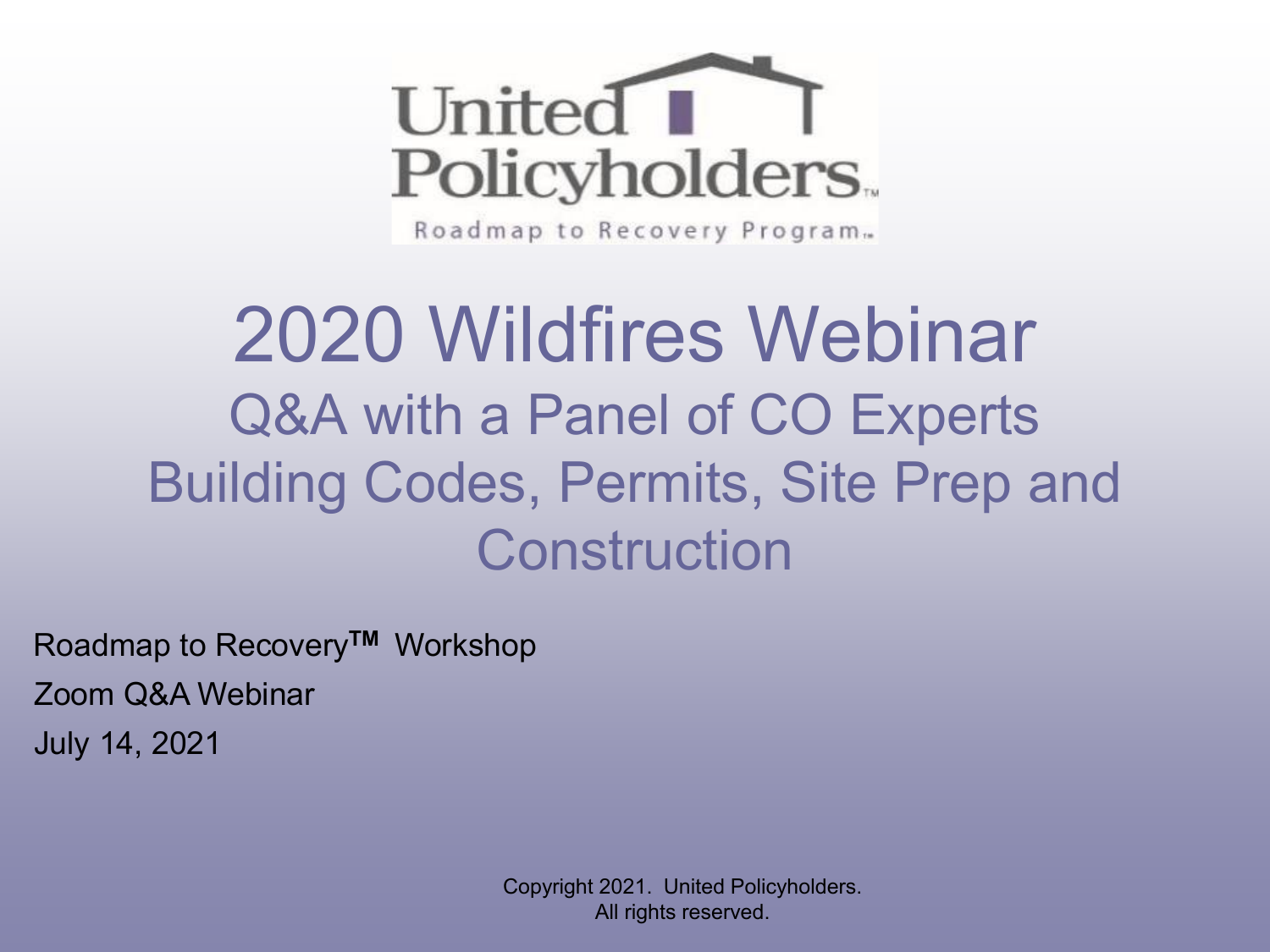United Policyholders

Roadmap to Recovery Program™

# 2020 Wildfires Webinar

## Q&A with a Panel of CO Experts

## Building Codes, Permits, Site Prep and Construction

Roadmap to Recovery™ Workshop

Zoom Q&A Webinar

July 14, 2021

Copyright 2021. United Policyholders.
All rights reserved.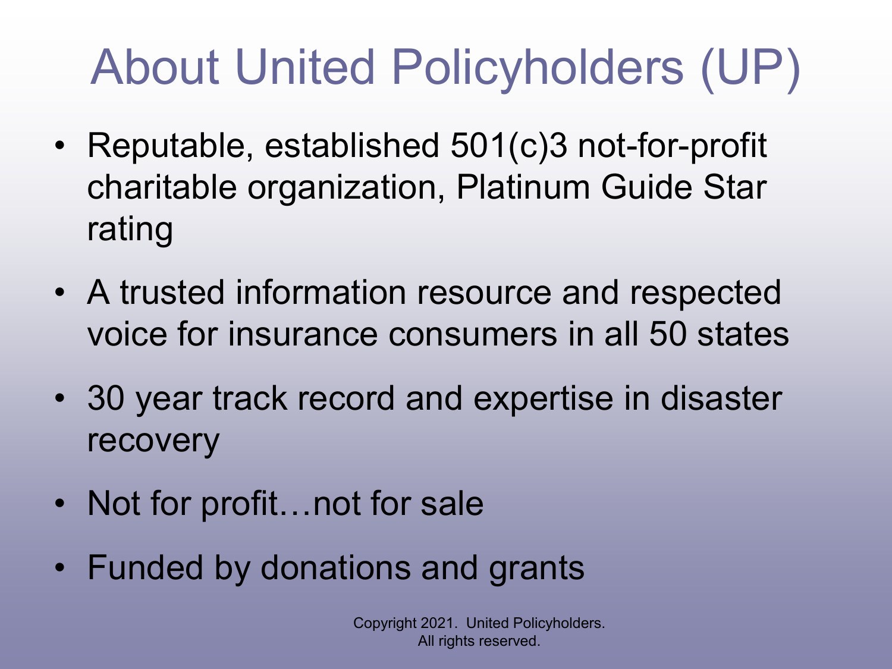# About United Policyholders (UP)

- Reputable, established 501(c)3 not-for-profit charitable organization, Platinum Guide Star rating
- A trusted information resource and respected voice for insurance consumers in all 50 states
- 30 year track record and expertise in disaster recovery
- Not for profit…not for sale
- Funded by donations and grants

Copyright 2021. United Policyholders. All rights reserved.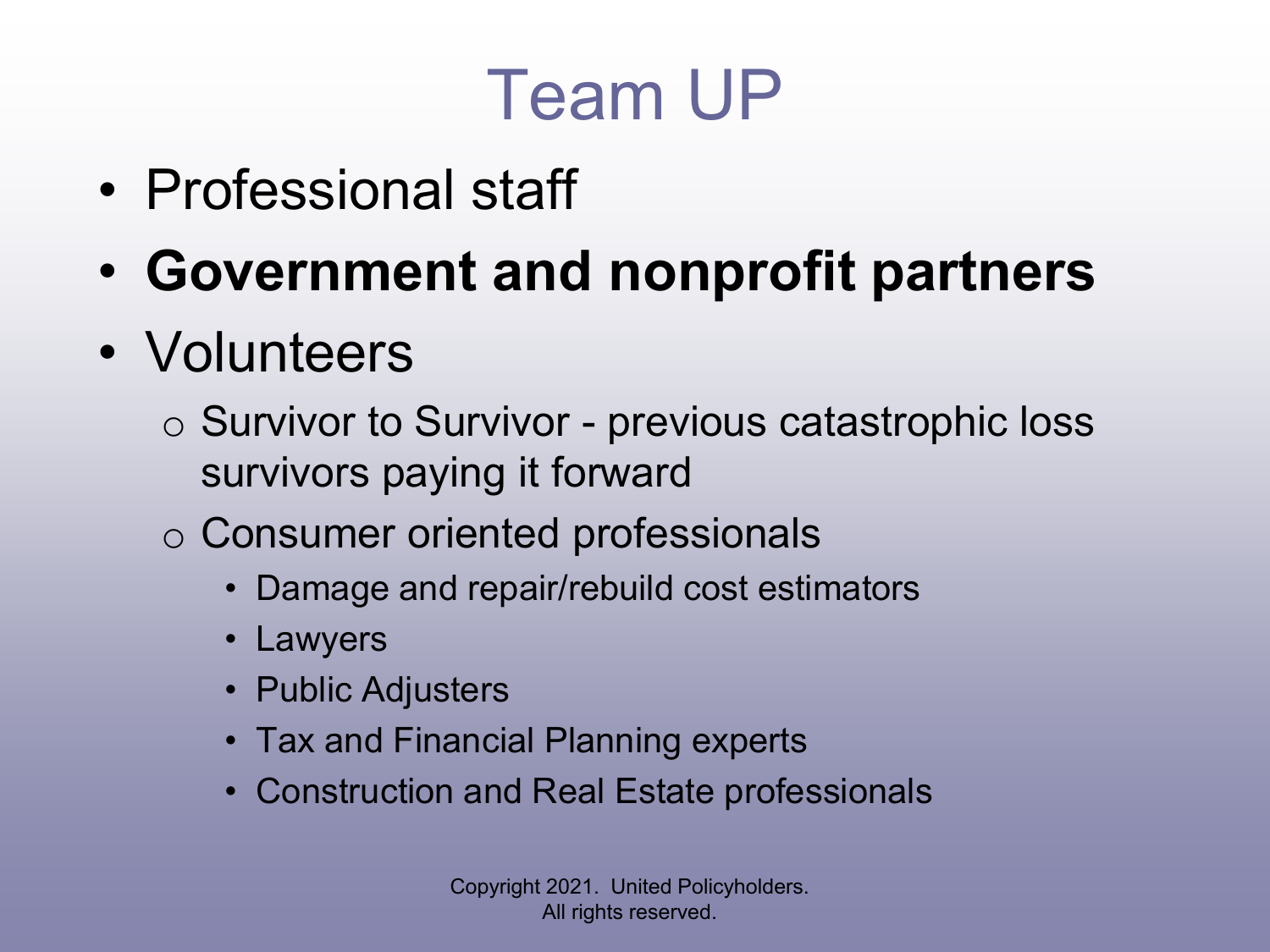# Team UP

- Professional staff
- **Government and nonprofit partners**
- Volunteers
  - Survivor to Survivor - previous catastrophic loss survivors paying it forward
  - Consumer oriented professionals
    - Damage and repair/rebuild cost estimators
    - Lawyers
    - Public Adjusters
    - Tax and Financial Planning experts
    - Construction and Real Estate professionals

Copyright 2021. United Policyholders. All rights reserved.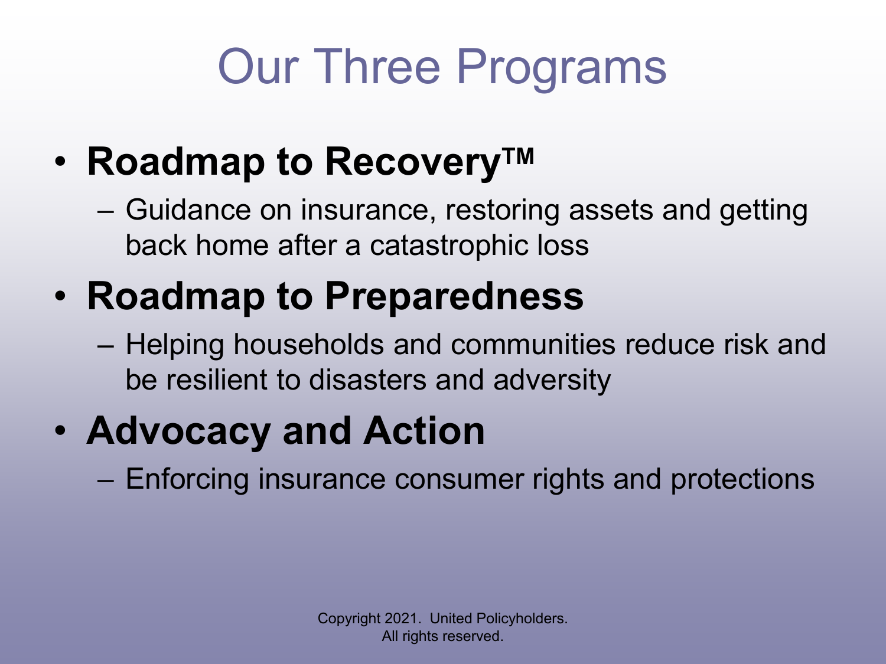# Our Three Programs

- **Roadmap to Recovery™**
  - Guidance on insurance, restoring assets and getting back home after a catastrophic loss
- **Roadmap to Preparedness**
  - Helping households and communities reduce risk and be resilient to disasters and adversity
- **Advocacy and Action**
  - Enforcing insurance consumer rights and protections

Copyright 2021. United Policyholders.
All rights reserved.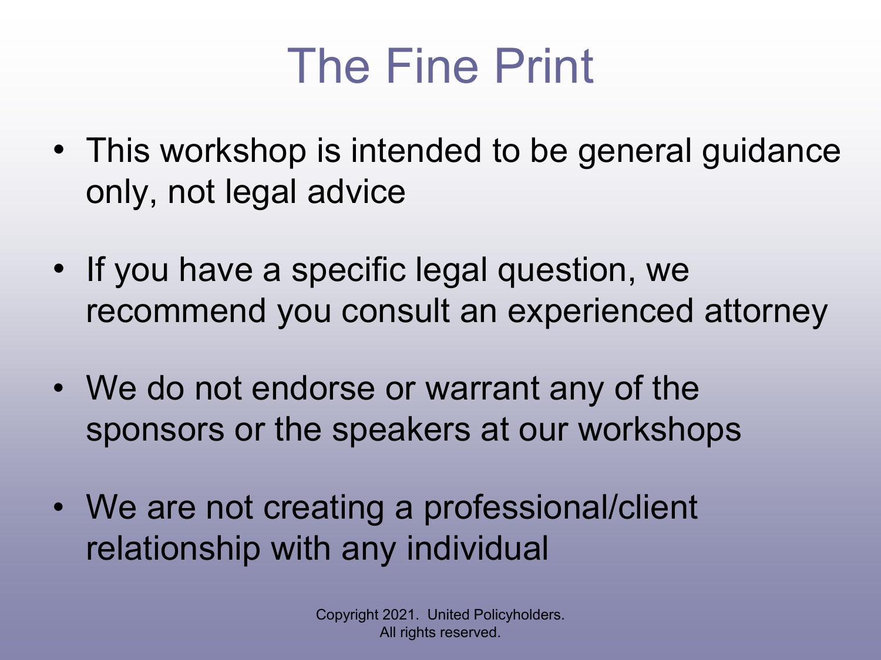# The Fine Print

- This workshop is intended to be general guidance only, not legal advice
- If you have a specific legal question, we recommend you consult an experienced attorney
- We do not endorse or warrant any of the sponsors or the speakers at our workshops
- We are not creating a professional/client relationship with any individual

Copyright 2021. United Policyholders.
All rights reserved.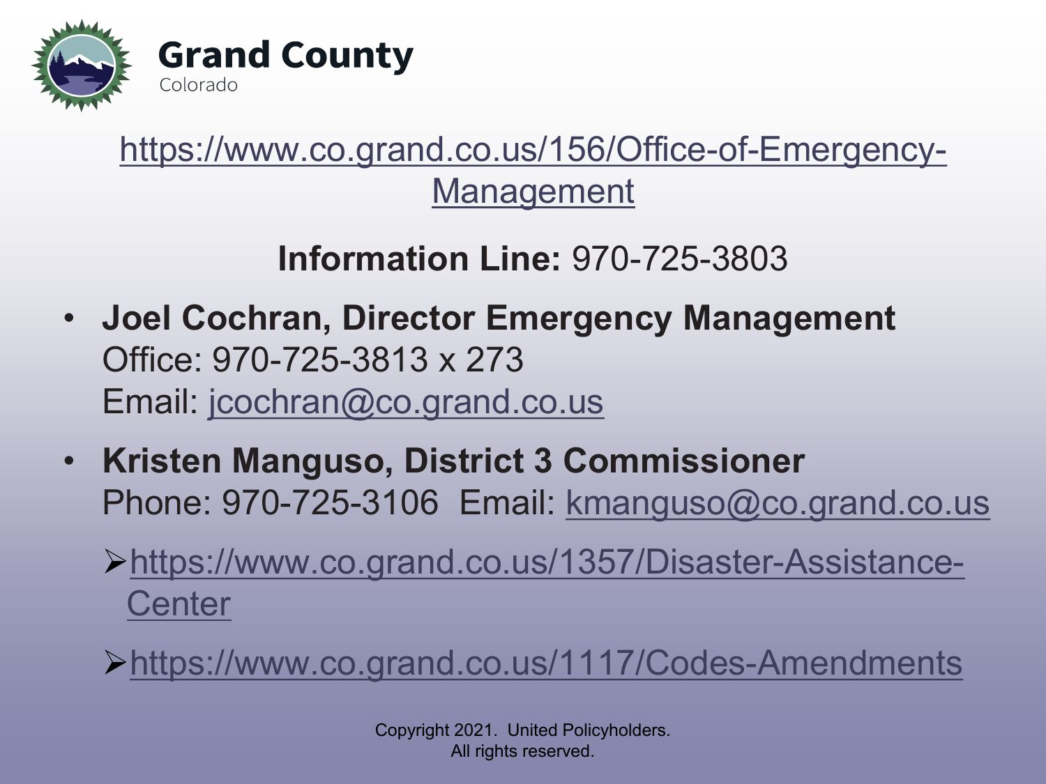# Grand County

Colorado

https://www.co.grand.co.us/156/Office-of-Emergency-Management

**Information Line:** 970-725-3803

- **Joel Cochran, Director Emergency Management**
  Office: 970-725-3813 x 273
  Email: jcochran@co.grand.co.us
- **Kristen Manguso, District 3 Commissioner**
  Phone: 970-725-3106 Email: kmanguso@co.grand.co.us
  - https://www.co.grand.co.us/1357/Disaster-Assistance-Center
  - https://www.co.grand.co.us/1117/Codes-Amendments

Copyright 2021. United Policyholders.
All rights reserved.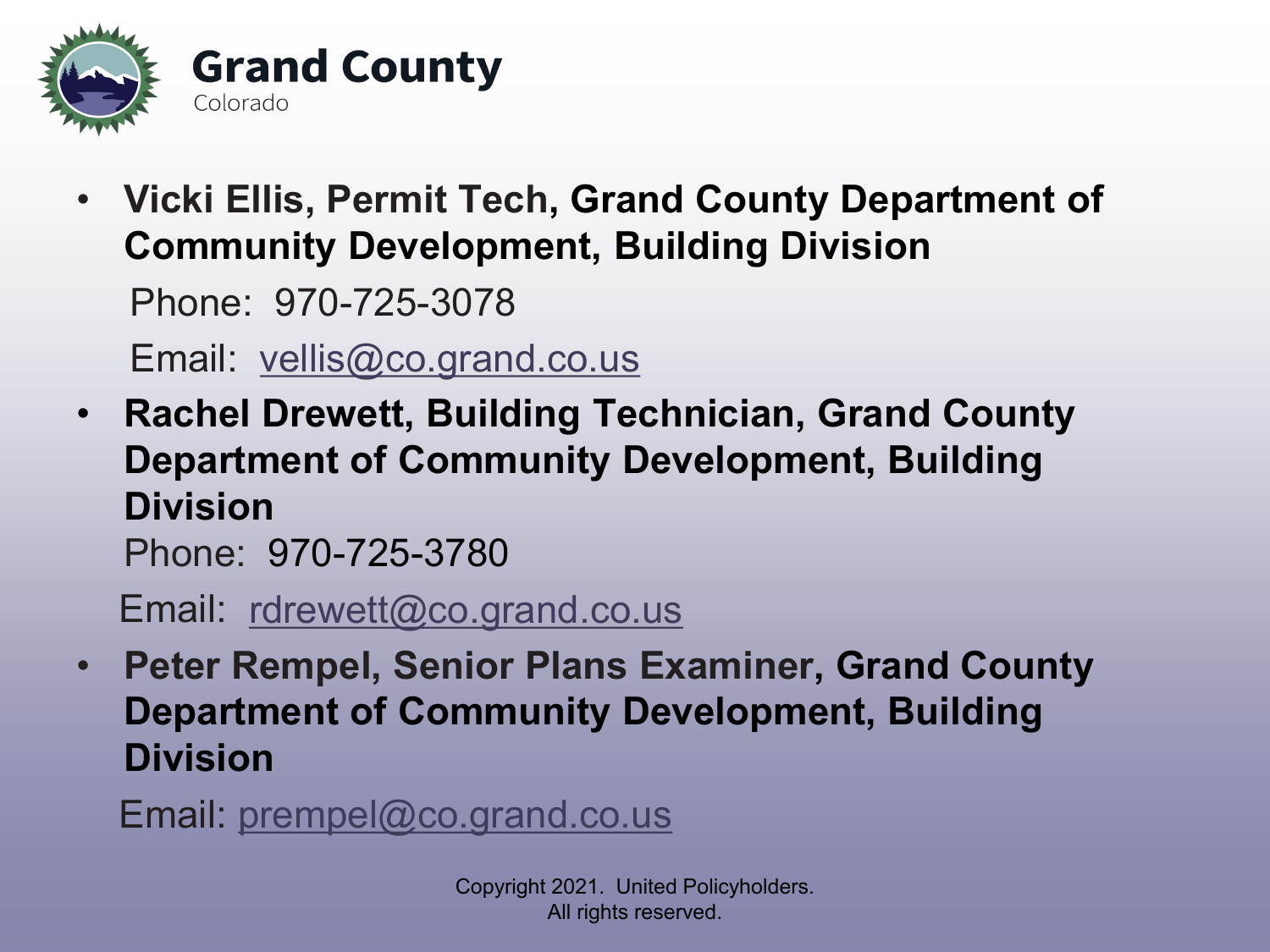- **Vicki Ellis, Permit Tech, Grand County Department of Community Development, Building Division**

  Phone: 970-725-3078

  Email: vellis@co.grand.co.us

- **Rachel Drewett, Building Technician, Grand County Department of Community Development, Building Division**

  Phone: 970-725-3780

  Email: rdrewett@co.grand.co.us

- **Peter Rempel, Senior Plans Examiner, Grand County Department of Community Development, Building Division**

  Email: prempel@co.grand.co.us

Copyright 2021. United Policyholders. All rights reserved.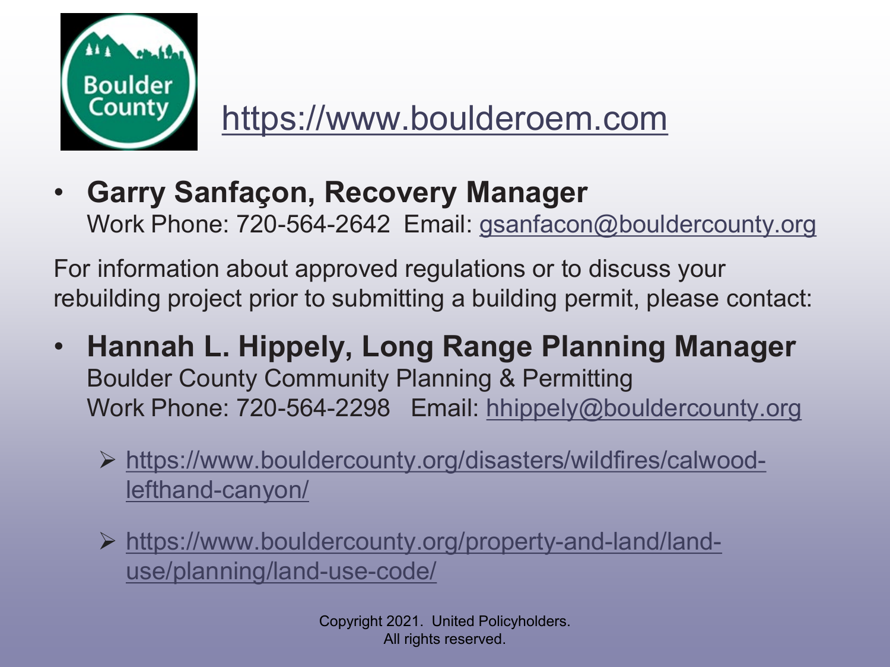https://www.boulderoem.com

- **Garry Sanfaçon, Recovery Manager**
  Work Phone: 720-564-2642  Email: gsanfacon@bouldercounty.org

For information about approved regulations or to discuss your rebuilding project prior to submitting a building permit, please contact:

- **Hannah L. Hippely, Long Range Planning Manager**
  Boulder County Community Planning & Permitting
  Work Phone: 720-564-2298   Email: hhippely@bouldercounty.org

  - https://www.bouldercounty.org/disasters/wildfires/calwood-lefthand-canyon/
  - https://www.bouldercounty.org/property-and-land/land-use/planning/land-use-code/

Copyright 2021. United Policyholders.
All rights reserved.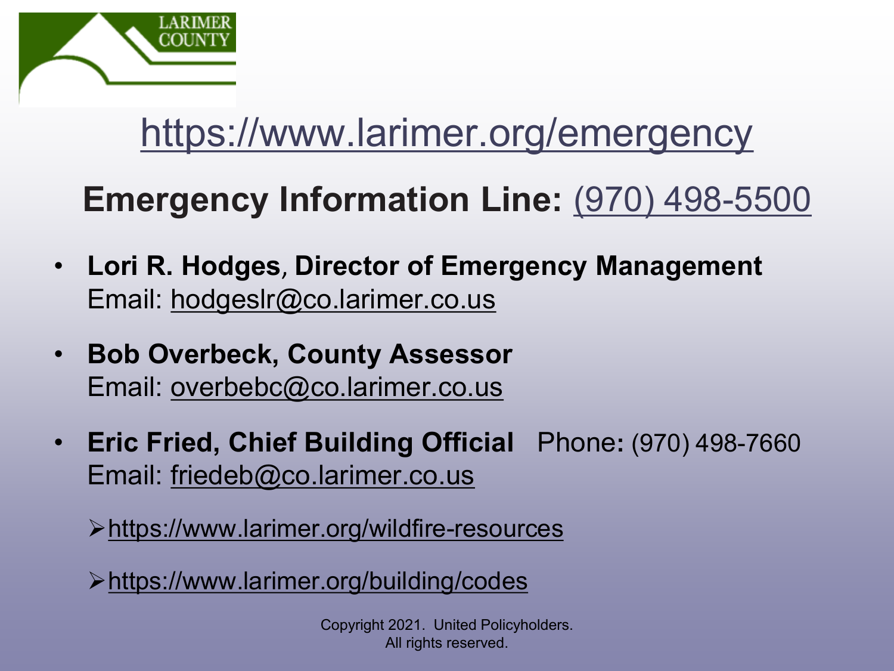LARIMER COUNTY

# https://www.larimer.org/emergency

## Emergency Information Line: (970) 498-5500

- **Lori R. Hodges, Director of Emergency Management**
  Email: hodgeslr@co.larimer.co.us

- **Bob Overbeck, County Assessor**
  Email: overbebc@co.larimer.co.us

- **Eric Fried, Chief Building Official** Phone: (970) 498-7660
  Email: friedeb@co.larimer.co.us

  - https://www.larimer.org/wildfire-resources
  - https://www.larimer.org/building/codes

Copyright 2021. United Policyholders. All rights reserved.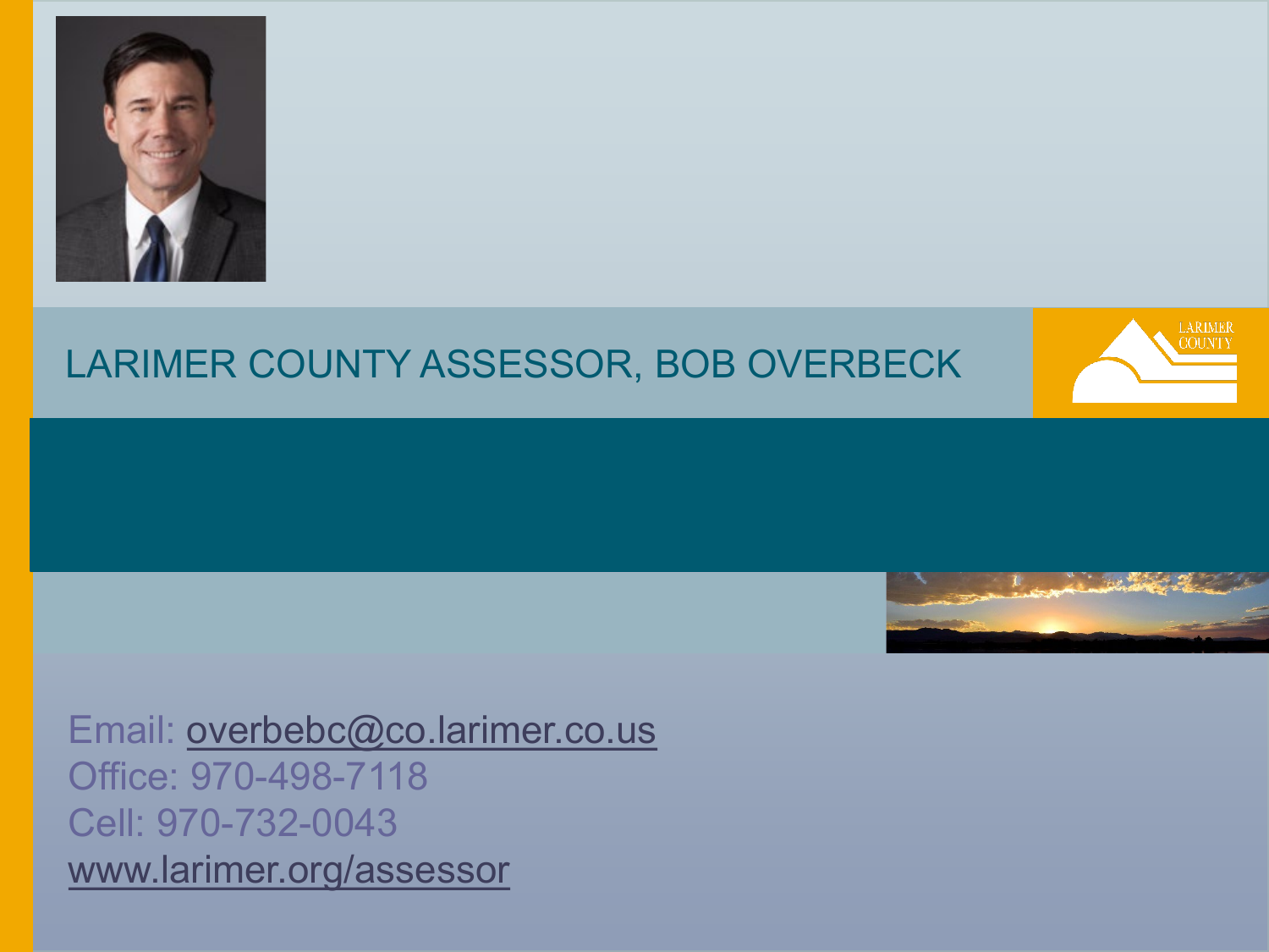## LARIMER COUNTY ASSESSOR, BOB OVERBECK

Email: [overbebc@co.larimer.co.us](mailto:overbebc@co.larimer.co.us)
Office: 970-498-7118
Cell: 970-732-0043
[www.larimer.org/assessor](http://www.larimer.org/assessor)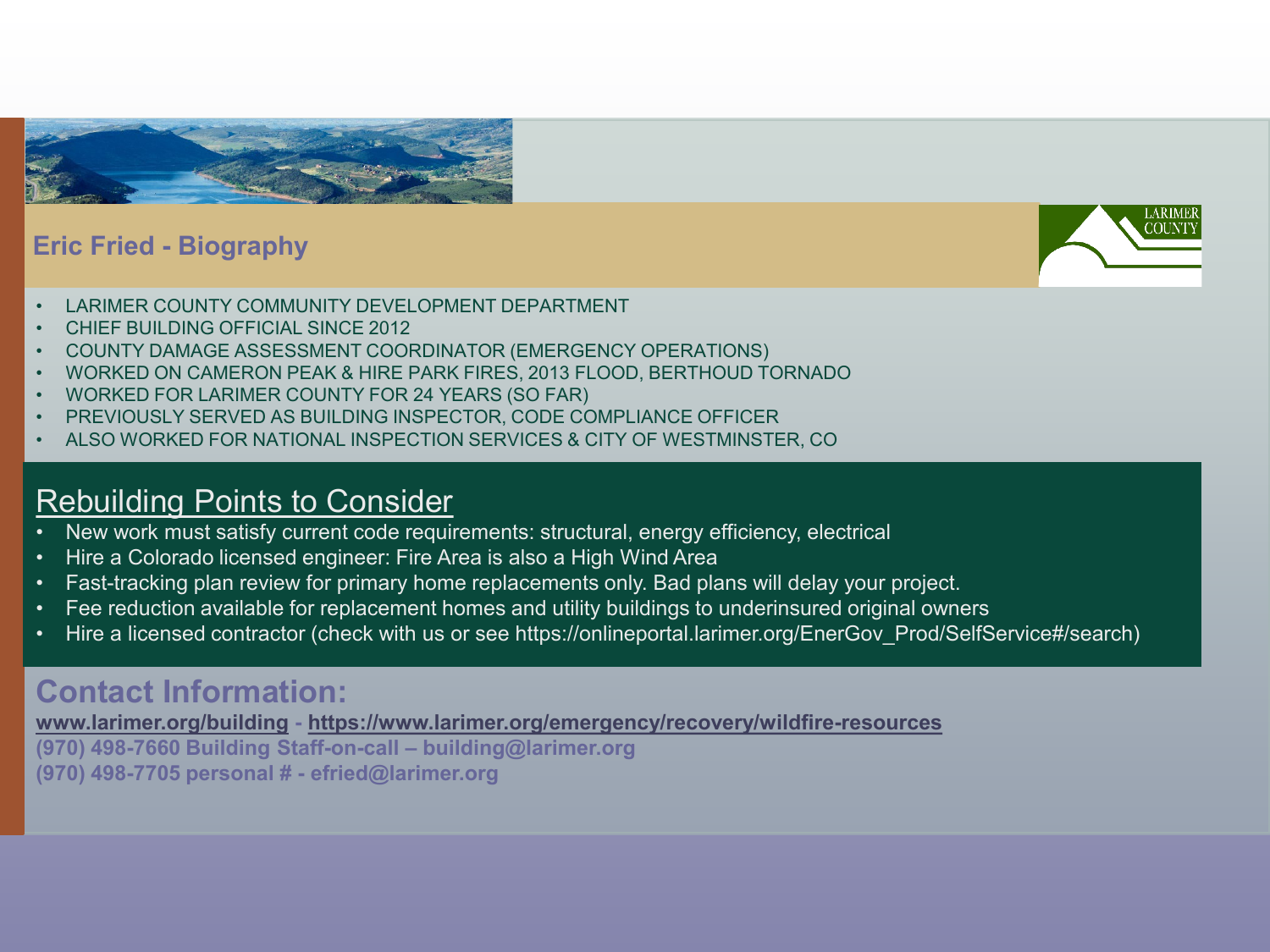## Eric Fried - Biography

- LARIMER COUNTY COMMUNITY DEVELOPMENT DEPARTMENT
- CHIEF BUILDING OFFICIAL SINCE 2012
- COUNTY DAMAGE ASSESSMENT COORDINATOR (EMERGENCY OPERATIONS)
- WORKED ON CAMERON PEAK & HIRE PARK FIRES, 2013 FLOOD, BERTHOUD TORNADO
- WORKED FOR LARIMER COUNTY FOR 24 YEARS (SO FAR)
- PREVIOUSLY SERVED AS BUILDING INSPECTOR, CODE COMPLIANCE OFFICER
- ALSO WORKED FOR NATIONAL INSPECTION SERVICES & CITY OF WESTMINSTER, CO

## Rebuilding Points to Consider

- New work must satisfy current code requirements: structural, energy efficiency, electrical
- Hire a Colorado licensed engineer: Fire Area is also a High Wind Area
- Fast-tracking plan review for primary home replacements only. Bad plans will delay your project.
- Fee reduction available for replacement homes and utility buildings to underinsured original owners
- Hire a licensed contractor (check with us or see https://onlineportal.larimer.org/EnerGov_Prod/SelfService#/search)

## Contact Information:

**www.larimer.org/building - https://www.larimer.org/emergency/recovery/wildfire-resources**
**(970) 498-7660 Building Staff-on-call – building@larimer.org**
**(970) 498-7705 personal # - efried@larimer.org**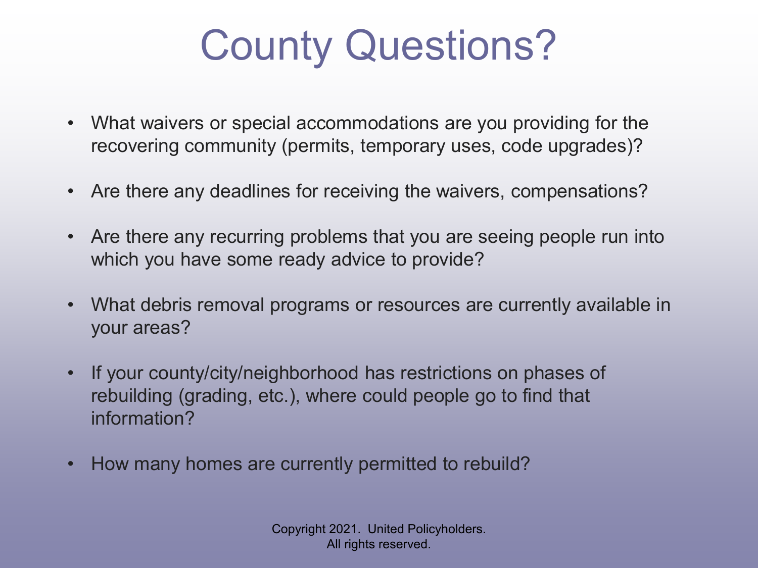# County Questions?

- What waivers or special accommodations are you providing for the recovering community (permits, temporary uses, code upgrades)?
- Are there any deadlines for receiving the waivers, compensations?
- Are there any recurring problems that you are seeing people run into which you have some ready advice to provide?
- What debris removal programs or resources are currently available in your areas?
- If your county/city/neighborhood has restrictions on phases of rebuilding (grading, etc.), where could people go to find that information?
- How many homes are currently permitted to rebuild?

Copyright 2021. United Policyholders.
All rights reserved.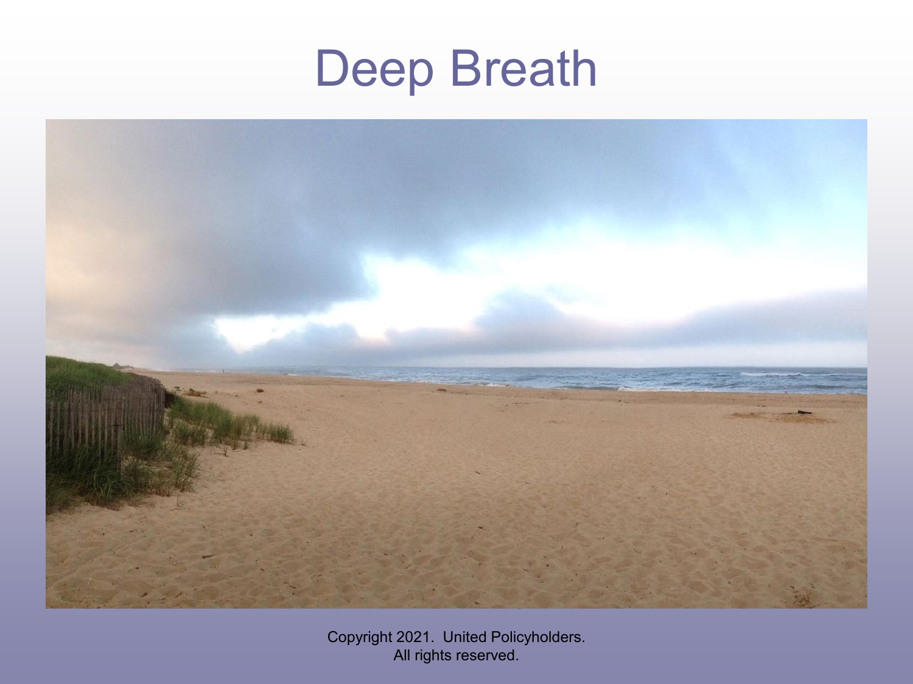# Deep Breath

Copyright 2021. United Policyholders.
All rights reserved.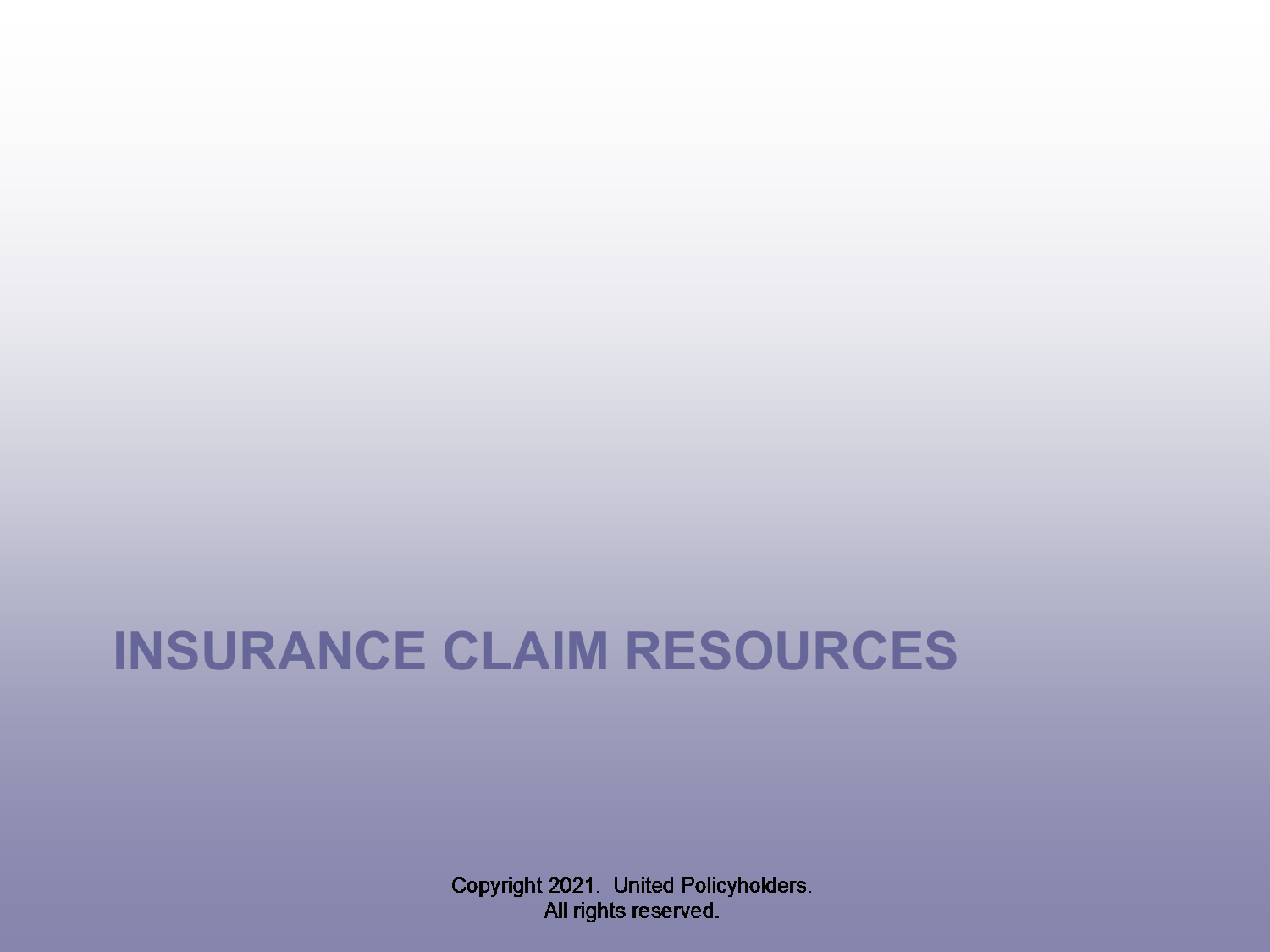# INSURANCE CLAIM RESOURCES

Copyright 2021. United Policyholders.
All rights reserved.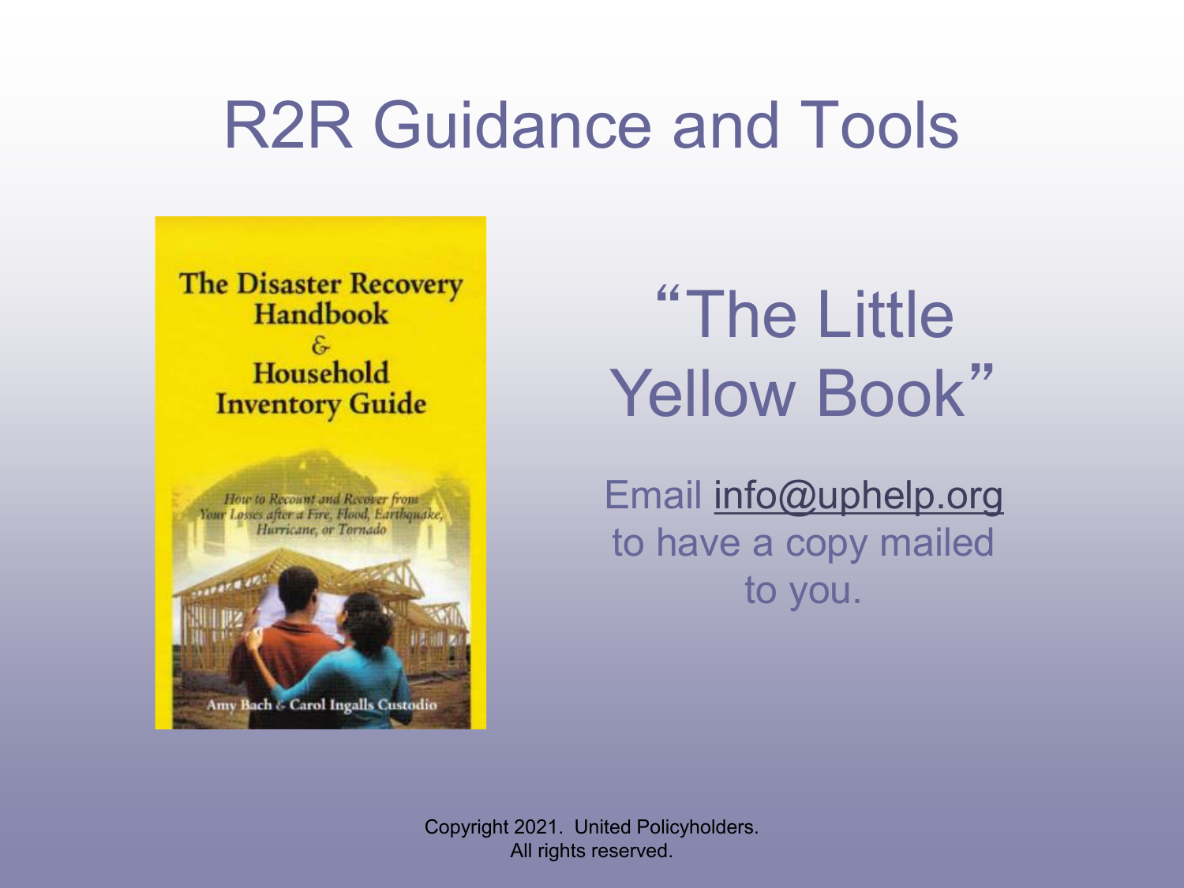# R2R Guidance and Tools

The Disaster Recovery Handbook & Household Inventory Guide

How to Recount and Recover from Your Losses after a Fire, Flood, Earthquake, Hurricane, or Tornado

Amy Bach & Carol Ingalls Custodio

## "The Little Yellow Book"

Email info@uphelp.org to have a copy mailed to you.

Copyright 2021. United Policyholders. All rights reserved.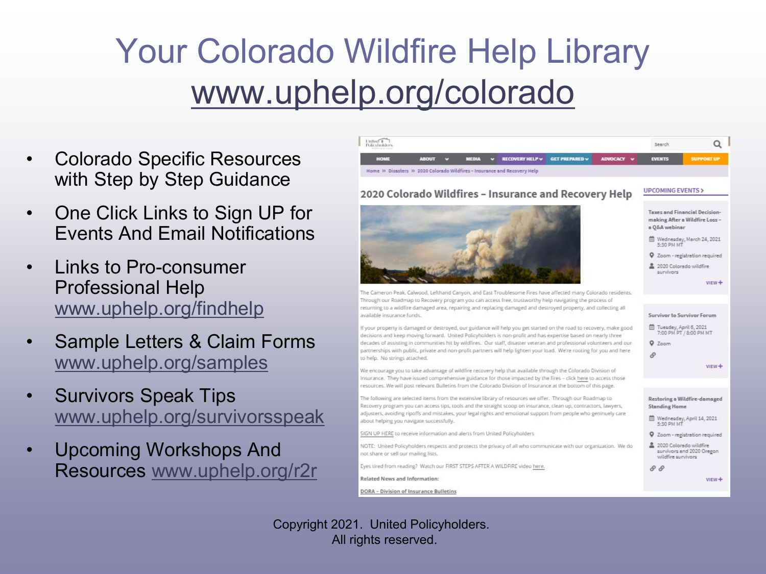# Your Colorado Wildfire Help Library
## www.uphelp.org/colorado

- Colorado Specific Resources with Step by Step Guidance
- One Click Links to Sign UP for Events And Email Notifications
- Links to Pro-consumer Professional Help www.uphelp.org/findhelp
- Sample Letters & Claim Forms www.uphelp.org/samples
- Survivors Speak Tips www.uphelp.org/survivorsspeak
- Upcoming Workshops And Resources www.uphelp.org/r2r

Copyright 2021. United Policyholders.
All rights reserved.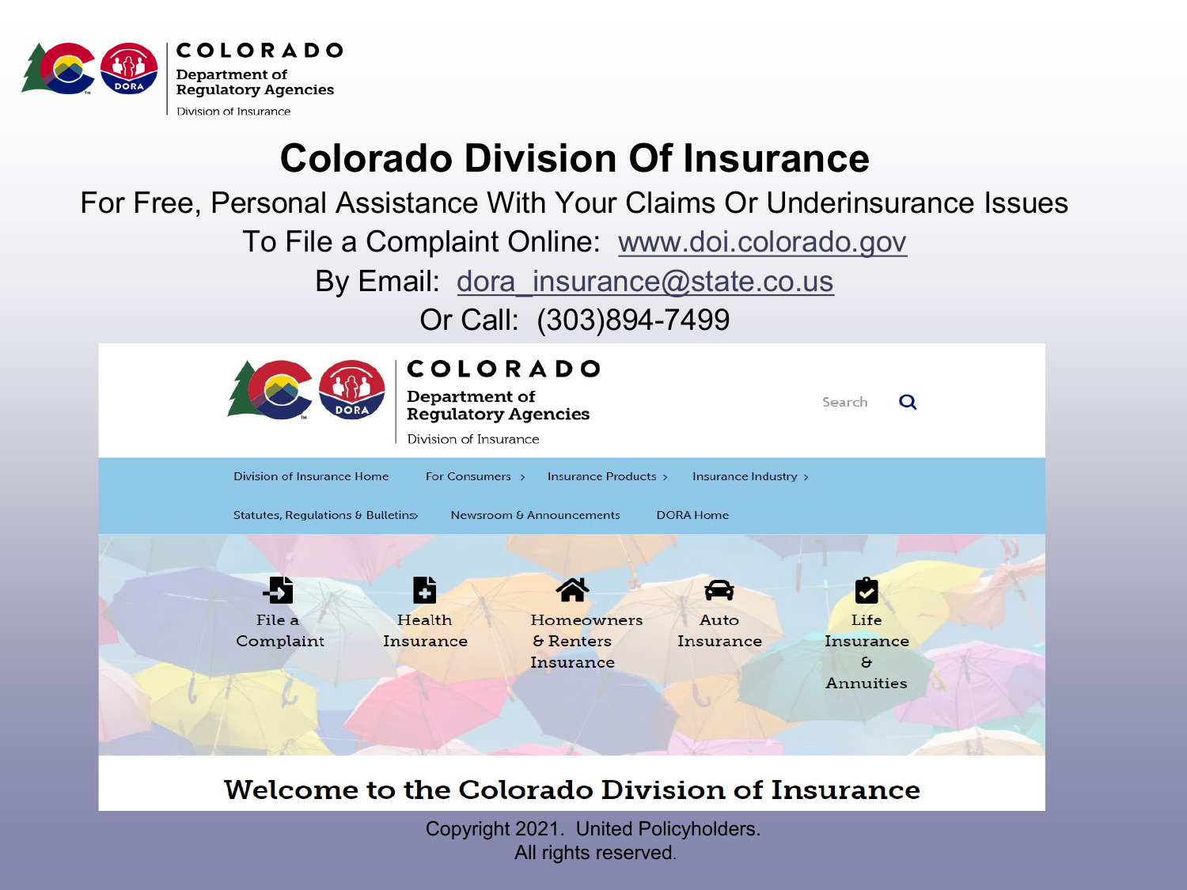COLORADO
Department of Regulatory Agencies
Division of Insurance

# Colorado Division Of Insurance

For Free, Personal Assistance With Your Claims Or Underinsurance Issues

To File a Complaint Online: www.doi.colorado.gov

By Email: dora_insurance@state.co.us

Or Call: (303)894-7499

COLORADO
Department of Regulatory Agencies
Division of Insurance

Search

Division of Insurance Home | For Consumers | Insurance Products | Insurance Industry | Statutes, Regulations & Bulletins | Newsroom & Announcements | DORA Home

File a Complaint | Health Insurance | Homeowners & Renters Insurance | Auto Insurance | Life Insurance & Annuities

Welcome to the Colorado Division of Insurance

Copyright 2021. United Policyholders.
All rights reserved.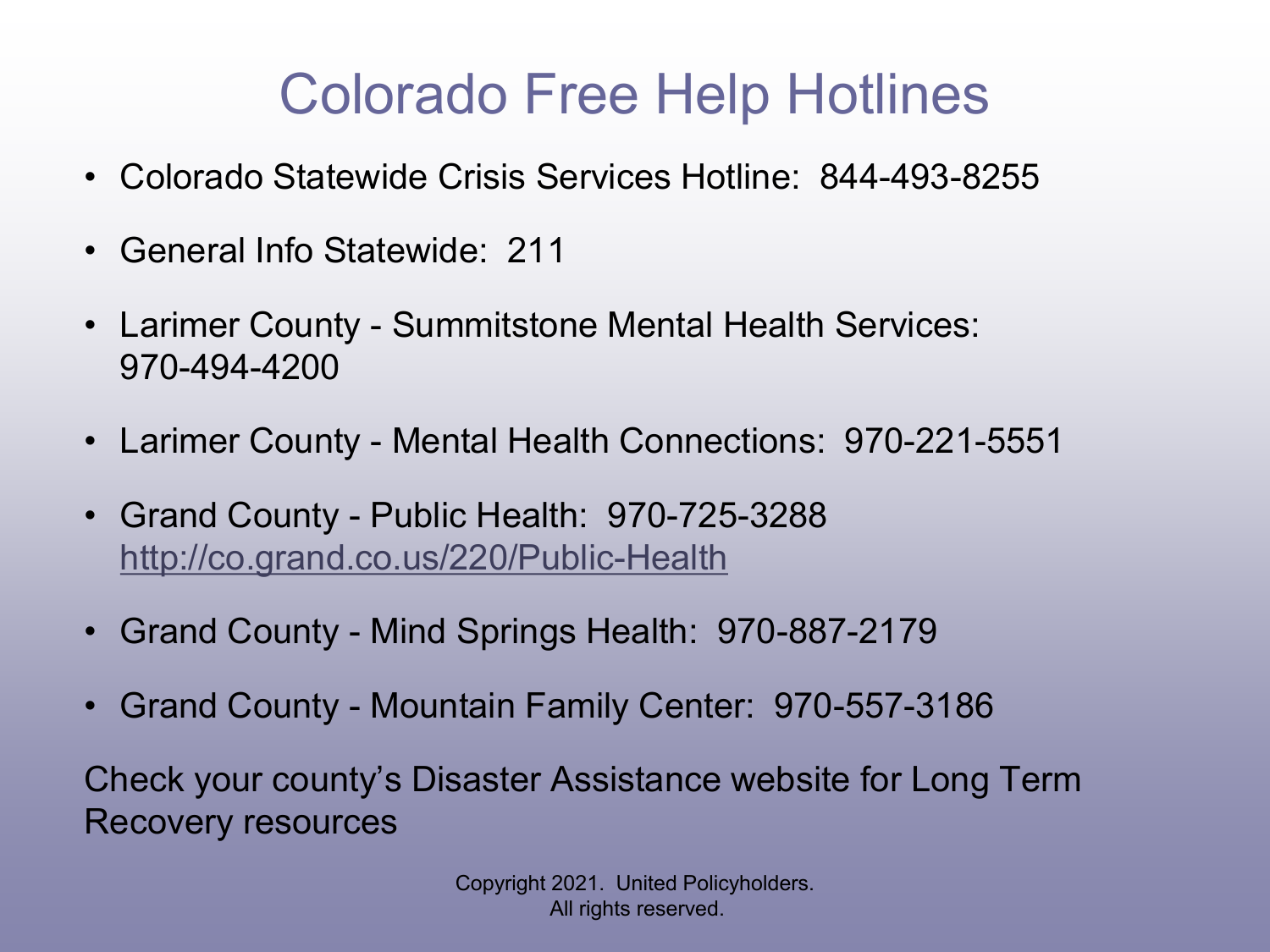# Colorado Free Help Hotlines

- Colorado Statewide Crisis Services Hotline: 844-493-8255
- General Info Statewide: 211
- Larimer County - Summitstone Mental Health Services: 970-494-4200
- Larimer County - Mental Health Connections: 970-221-5551
- Grand County - Public Health: 970-725-3288 http://co.grand.co.us/220/Public-Health
- Grand County - Mind Springs Health: 970-887-2179
- Grand County - Mountain Family Center: 970-557-3186

Check your county's Disaster Assistance website for Long Term Recovery resources

Copyright 2021. United Policyholders.
All rights reserved.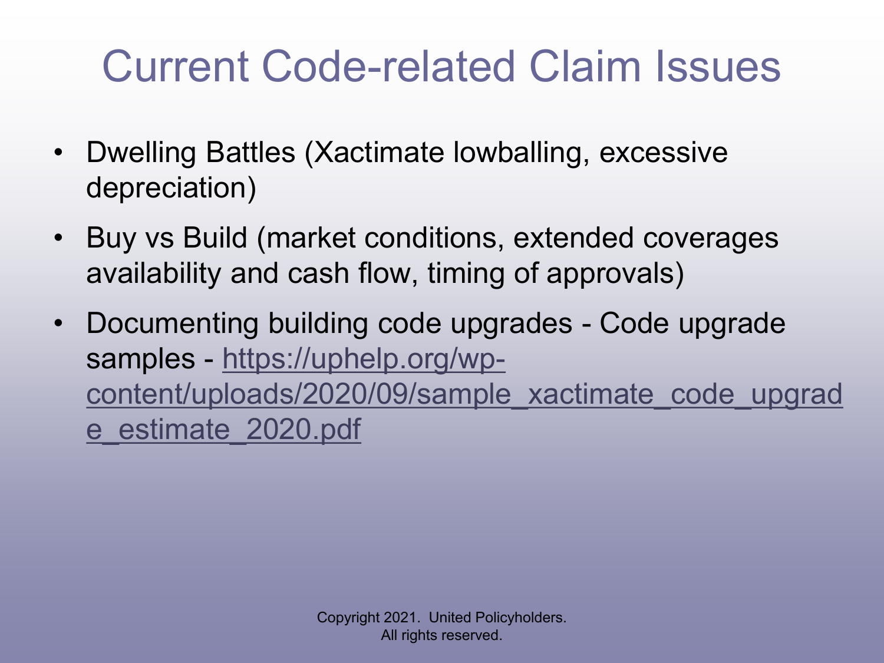# Current Code-related Claim Issues

- Dwelling Battles (Xactimate lowballing, excessive depreciation)
- Buy vs Build (market conditions, extended coverages availability and cash flow, timing of approvals)
- Documenting building code upgrades - Code upgrade samples - https://uphelp.org/wp-content/uploads/2020/09/sample_xactimate_code_upgrade_estimate_2020.pdf

Copyright 2021. United Policyholders.
All rights reserved.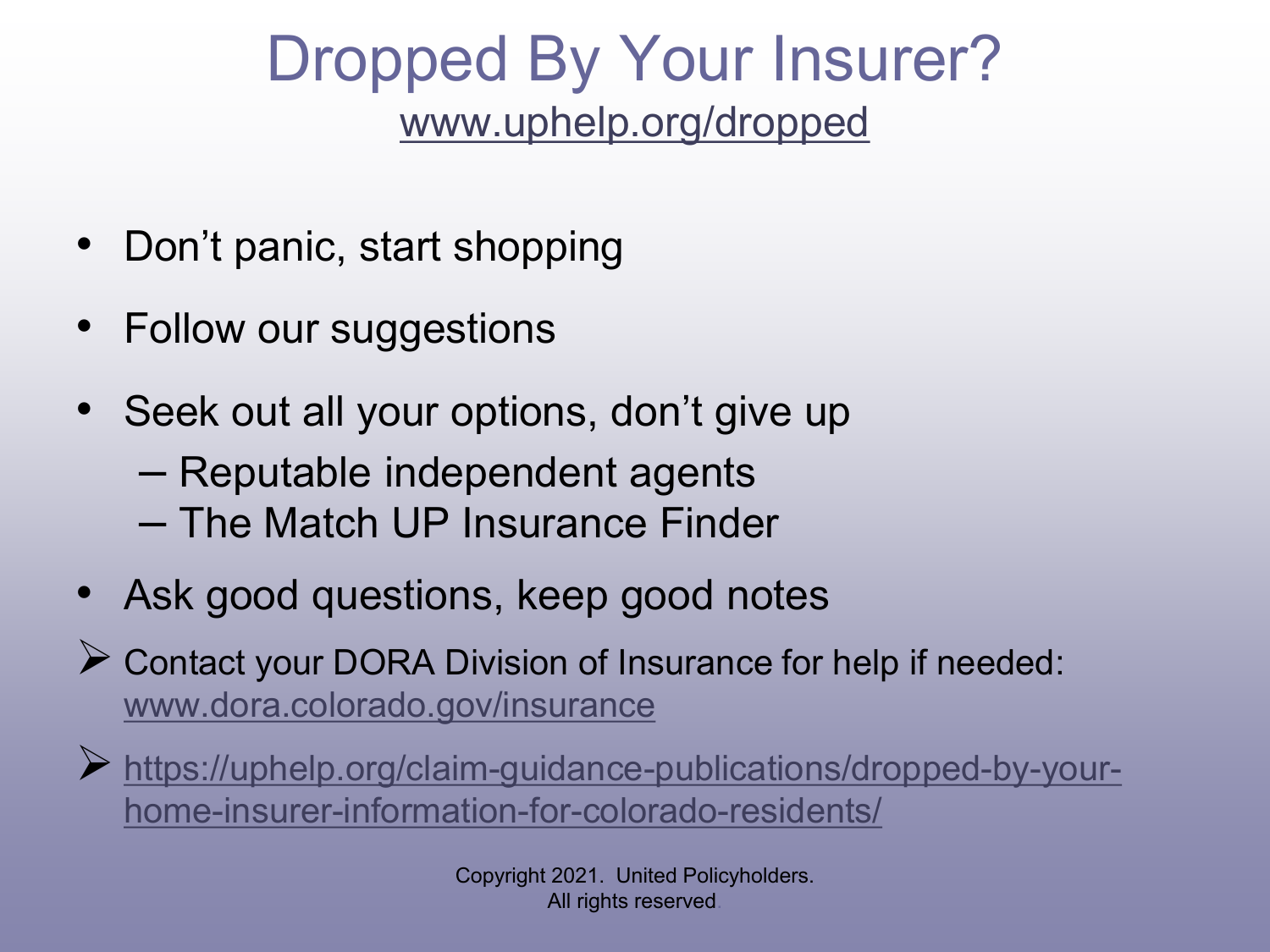# Dropped By Your Insurer?

www.uphelp.org/dropped

- Don't panic, start shopping
- Follow our suggestions
- Seek out all your options, don't give up
  - Reputable independent agents
  - The Match UP Insurance Finder
- Ask good questions, keep good notes

➢ Contact your DORA Division of Insurance for help if needed: www.dora.colorado.gov/insurance

➢ https://uphelp.org/claim-guidance-publications/dropped-by-your-home-insurer-information-for-colorado-residents/

Copyright 2021. United Policyholders.
All rights reserved.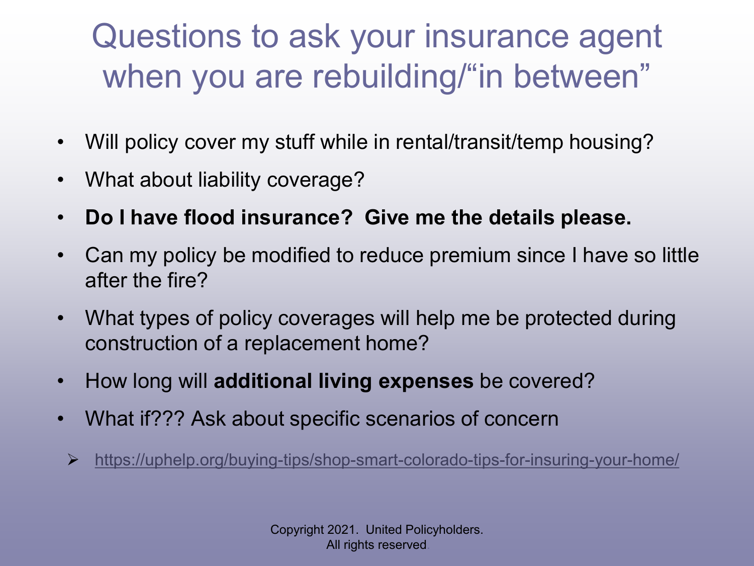# Questions to ask your insurance agent when you are rebuilding/“in between”

- Will policy cover my stuff while in rental/transit/temp housing?
- What about liability coverage?
- **Do I have flood insurance? Give me the details please.**
- Can my policy be modified to reduce premium since I have so little after the fire?
- What types of policy coverages will help me be protected during construction of a replacement home?
- How long will **additional living expenses** be covered?
- What if??? Ask about specific scenarios of concern

> - https://uphelp.org/buying-tips/shop-smart-colorado-tips-for-insuring-your-home/

Copyright 2021. United Policyholders.
All rights reserved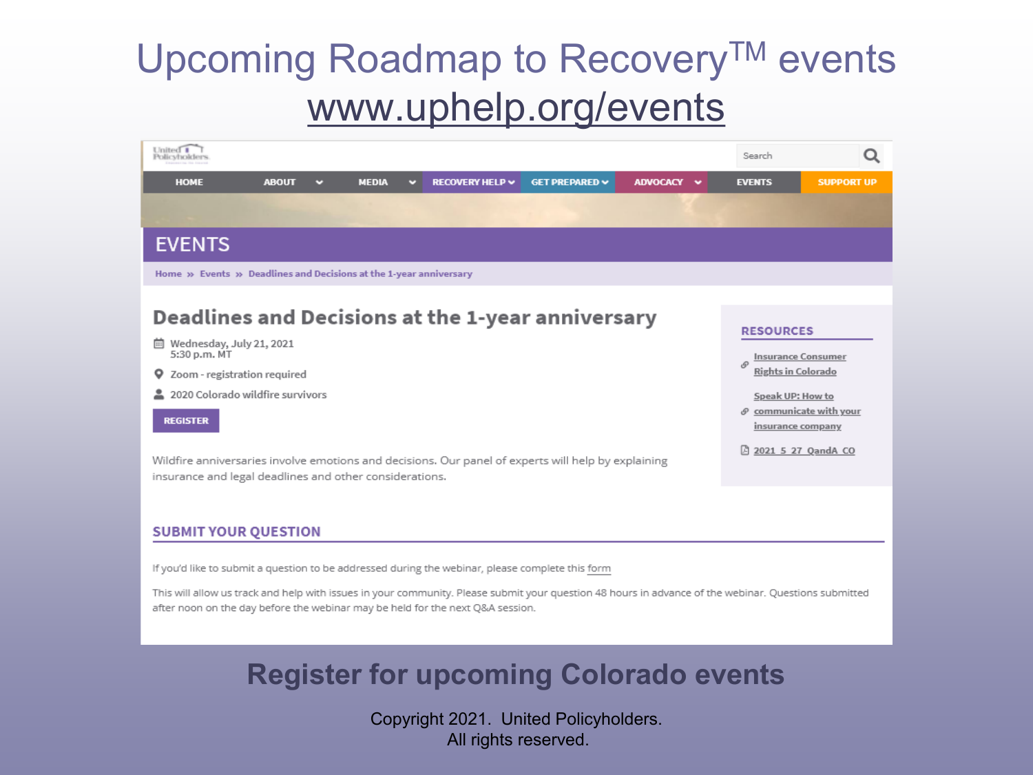# Upcoming Roadmap to Recovery™ events

www.uphelp.org/events

HOME | ABOUT | MEDIA | RECOVERY HELP | GET PREPARED | ADVOCACY | EVENTS | SUPPORT UP

Search

## EVENTS

Home » Events » Deadlines and Decisions at the 1-year anniversary

### Deadlines and Decisions at the 1-year anniversary

Wednesday, July 21, 2021
5:30 p.m. MT

Zoom - registration required

2020 Colorado wildfire survivors

REGISTER

Wildfire anniversaries involve emotions and decisions. Our panel of experts will help by explaining insurance and legal deadlines and other considerations.

**RESOURCES**

- Insurance Consumer Rights in Colorado
- Speak UP: How to communicate with your insurance company
- 2021_5_27_QandA_CO

**SUBMIT YOUR QUESTION**

If you'd like to submit a question to be addressed during the webinar, please complete this form

This will allow us track and help with issues in your community. Please submit your question 48 hours in advance of the webinar. Questions submitted after noon on the day before the webinar may be held for the next Q&A session.

**Register for upcoming Colorado events**

Copyright 2021. United Policyholders.
All rights reserved.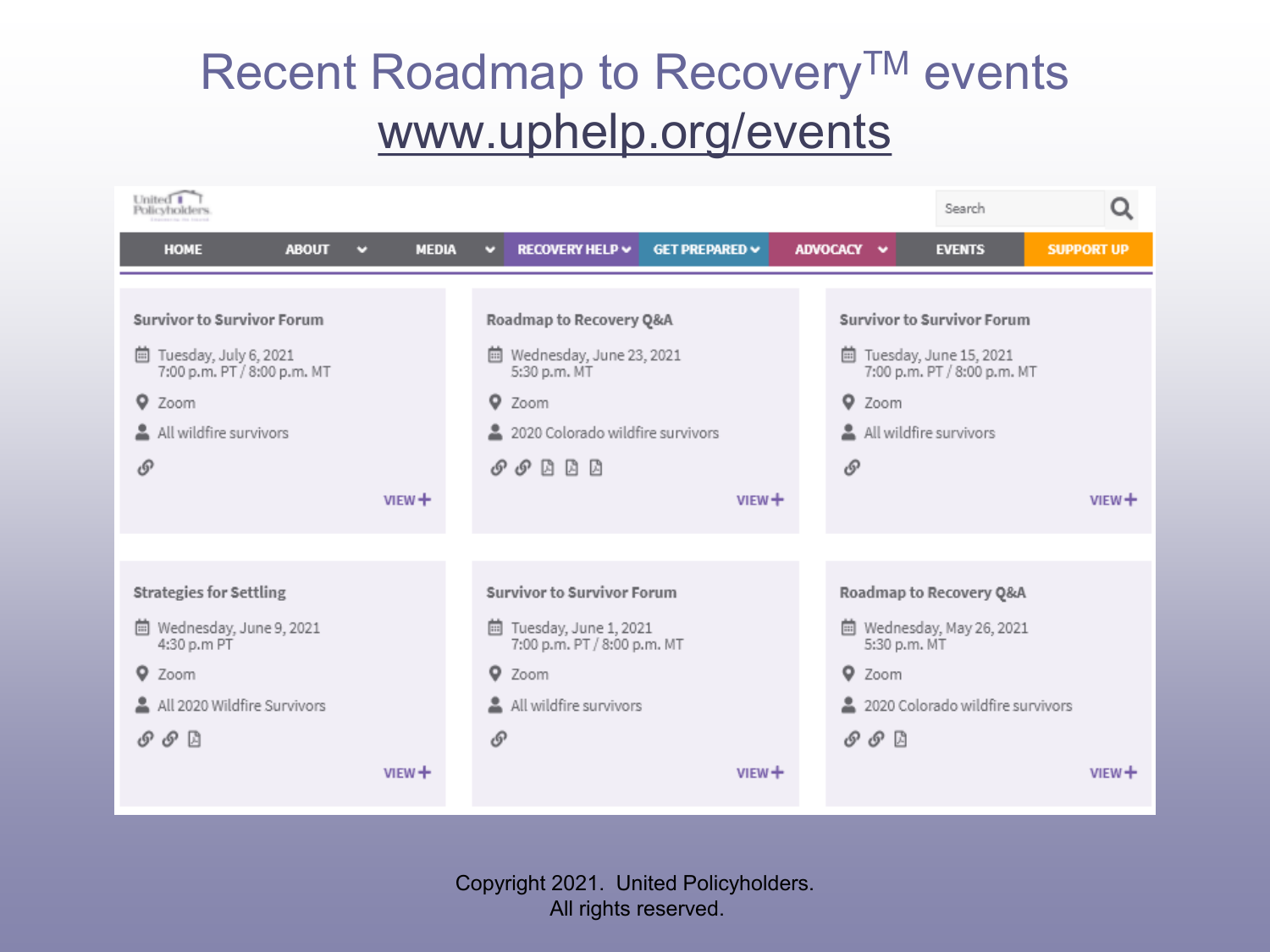# Recent Roadmap to Recovery[TM] events

www.uphelp.org/events

United Policyholders

Search

HOME | ABOUT | MEDIA | RECOVERY HELP | GET PREPARED | ADVOCACY | EVENTS | SUPPORT UP

### Survivor to Survivor Forum

Tuesday, July 6, 2021
7:00 p.m. PT / 8:00 p.m. MT

Zoom

All wildfire survivors

VIEW +

### Roadmap to Recovery Q&A

Wednesday, June 23, 2021
5:30 p.m. MT

Zoom

2020 Colorado wildfire survivors

VIEW +

### Survivor to Survivor Forum

Tuesday, June 15, 2021
7:00 p.m. PT / 8:00 p.m. MT

Zoom

All wildfire survivors

VIEW +

### Strategies for Settling

Wednesday, June 9, 2021
4:30 p.m PT

Zoom

All 2020 Wildfire Survivors

VIEW +

### Survivor to Survivor Forum

Tuesday, June 1, 2021
7:00 p.m. PT / 8:00 p.m. MT

Zoom

All wildfire survivors

VIEW +

### Roadmap to Recovery Q&A

Wednesday, May 26, 2021
5:30 p.m. MT

Zoom

2020 Colorado wildfire survivors

VIEW +

Copyright 2021. United Policyholders.
All rights reserved.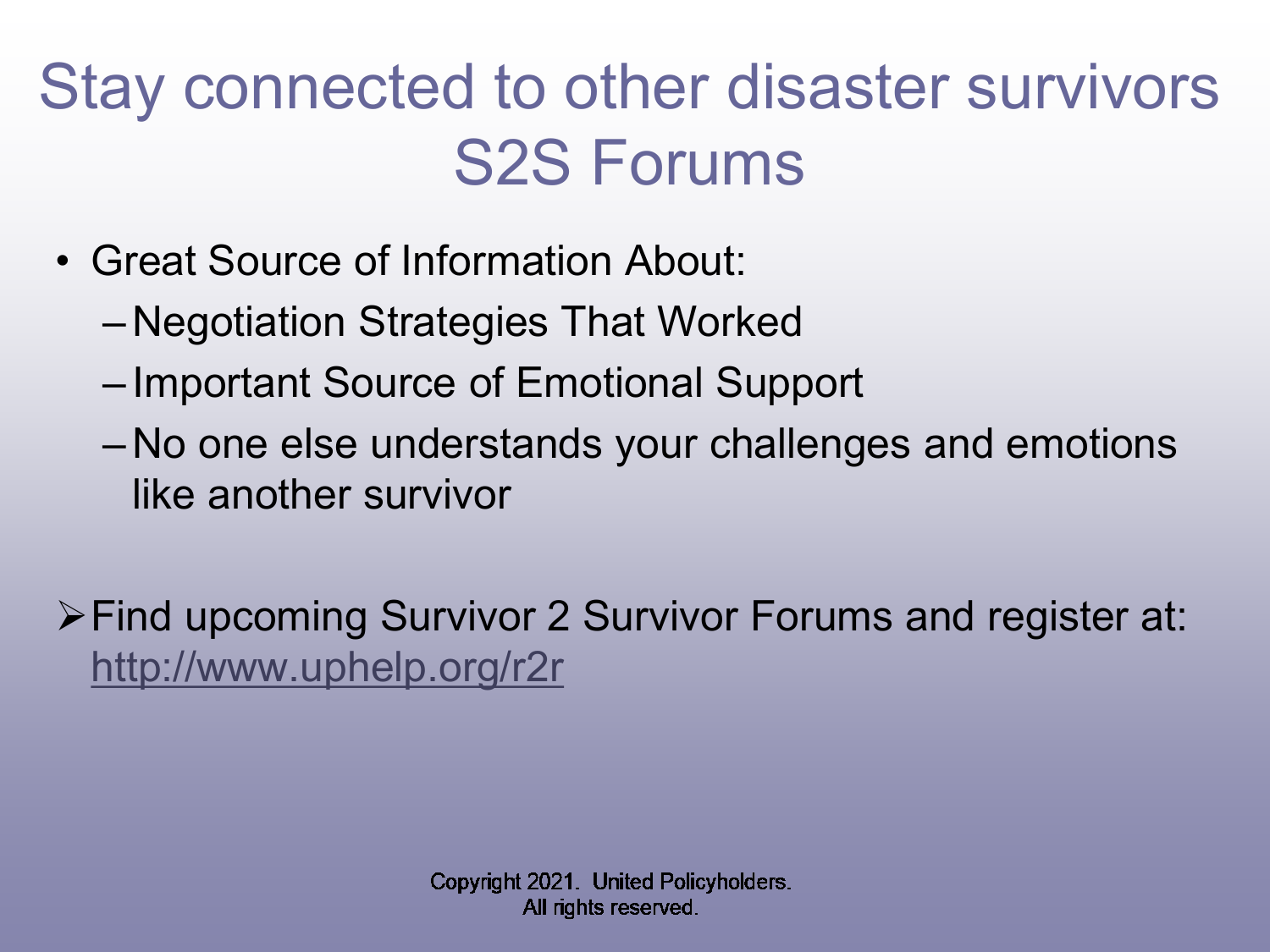# Stay connected to other disaster survivors S2S Forums

- Great Source of Information About:
  - Negotiation Strategies That Worked
  - Important Source of Emotional Support
  - No one else understands your challenges and emotions like another survivor

➢ Find upcoming Survivor 2 Survivor Forums and register at: http://www.uphelp.org/r2r

Copyright 2021. United Policyholders.
All rights reserved.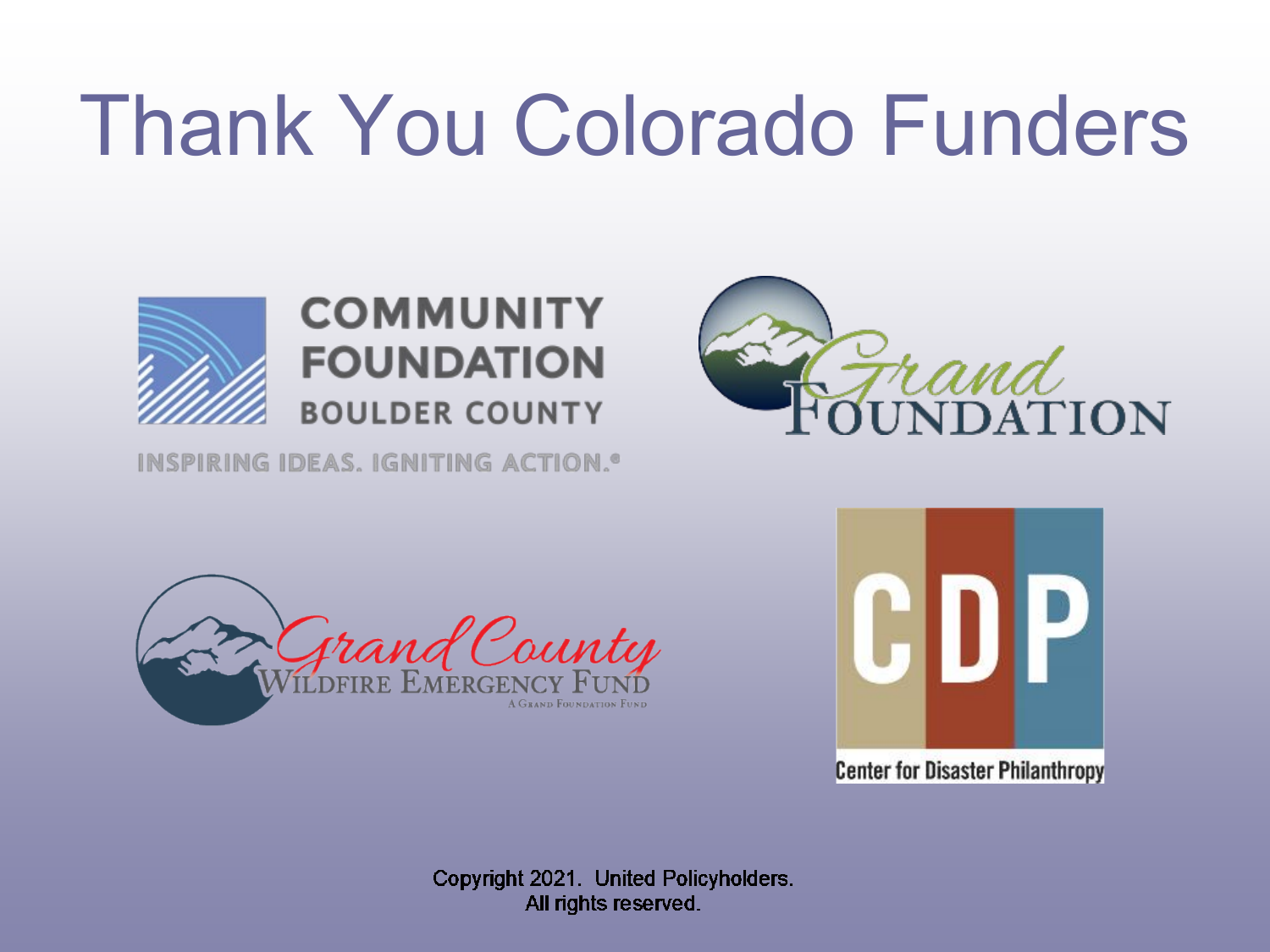# Thank You Colorado Funders

COMMUNITY FOUNDATION BOULDER COUNTY

INSPIRING IDEAS. IGNITING ACTION.®

Grand Foundation

Grand County Wildfire Emergency Fund

A Grand Foundation Fund

CDP

Center for Disaster Philanthropy

Copyright 2021. United Policyholders.
All rights reserved.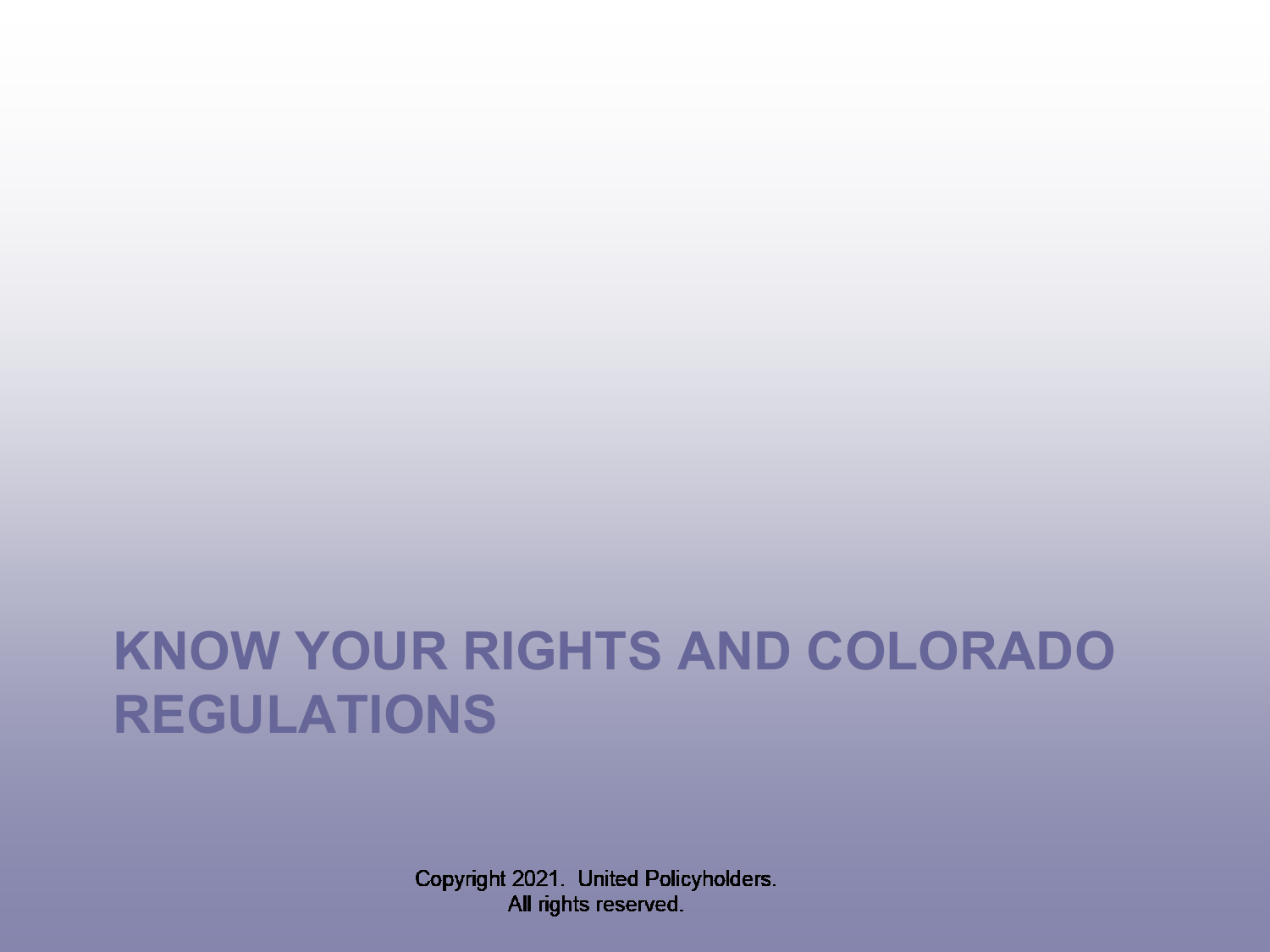# KNOW YOUR RIGHTS AND COLORADO REGULATIONS

Copyright 2021. United Policyholders.
All rights reserved.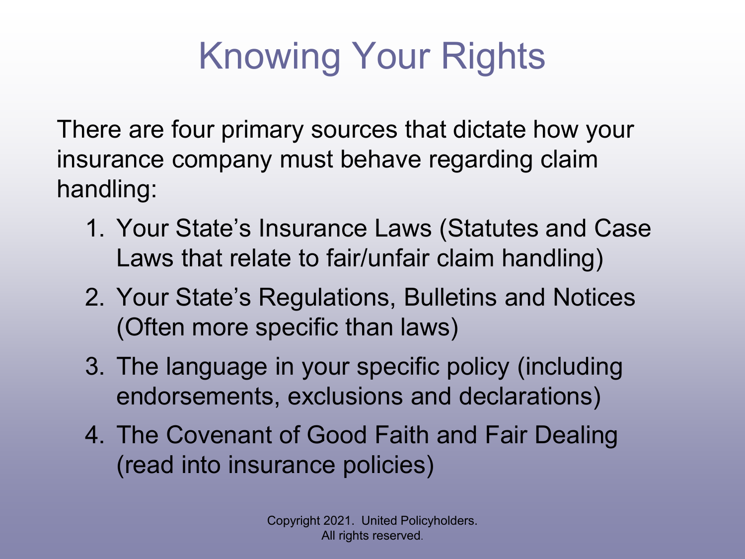# Knowing Your Rights

There are four primary sources that dictate how your insurance company must behave regarding claim handling:

1. Your State's Insurance Laws (Statutes and Case Laws that relate to fair/unfair claim handling)
2. Your State's Regulations, Bulletins and Notices (Often more specific than laws)
3. The language in your specific policy (including endorsements, exclusions and declarations)
4. The Covenant of Good Faith and Fair Dealing (read into insurance policies)

Copyright 2021. United Policyholders. All rights reserved.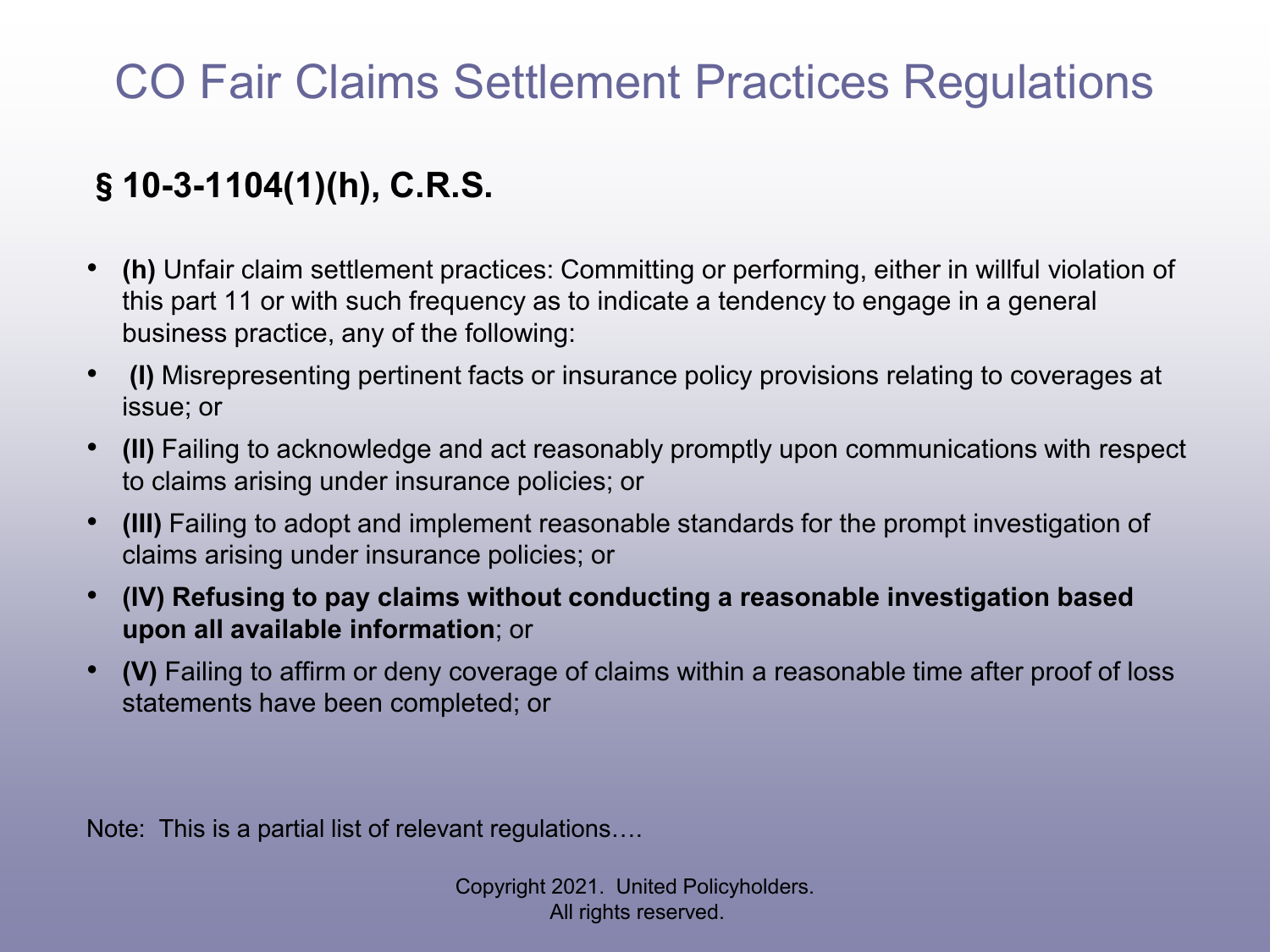# CO Fair Claims Settlement Practices Regulations

## § 10-3-1104(1)(h), C.R.S.

- **(h)** Unfair claim settlement practices: Committing or performing, either in willful violation of this part 11 or with such frequency as to indicate a tendency to engage in a general business practice, any of the following:
- **(I)** Misrepresenting pertinent facts or insurance policy provisions relating to coverages at issue; or
- **(II)** Failing to acknowledge and act reasonably promptly upon communications with respect to claims arising under insurance policies; or
- **(III)** Failing to adopt and implement reasonable standards for the prompt investigation of claims arising under insurance policies; or
- **(IV) Refusing to pay claims without conducting a reasonable investigation based upon all available information**; or
- **(V)** Failing to affirm or deny coverage of claims within a reasonable time after proof of loss statements have been completed; or

Note: This is a partial list of relevant regulations….

Copyright 2021. United Policyholders.
All rights reserved.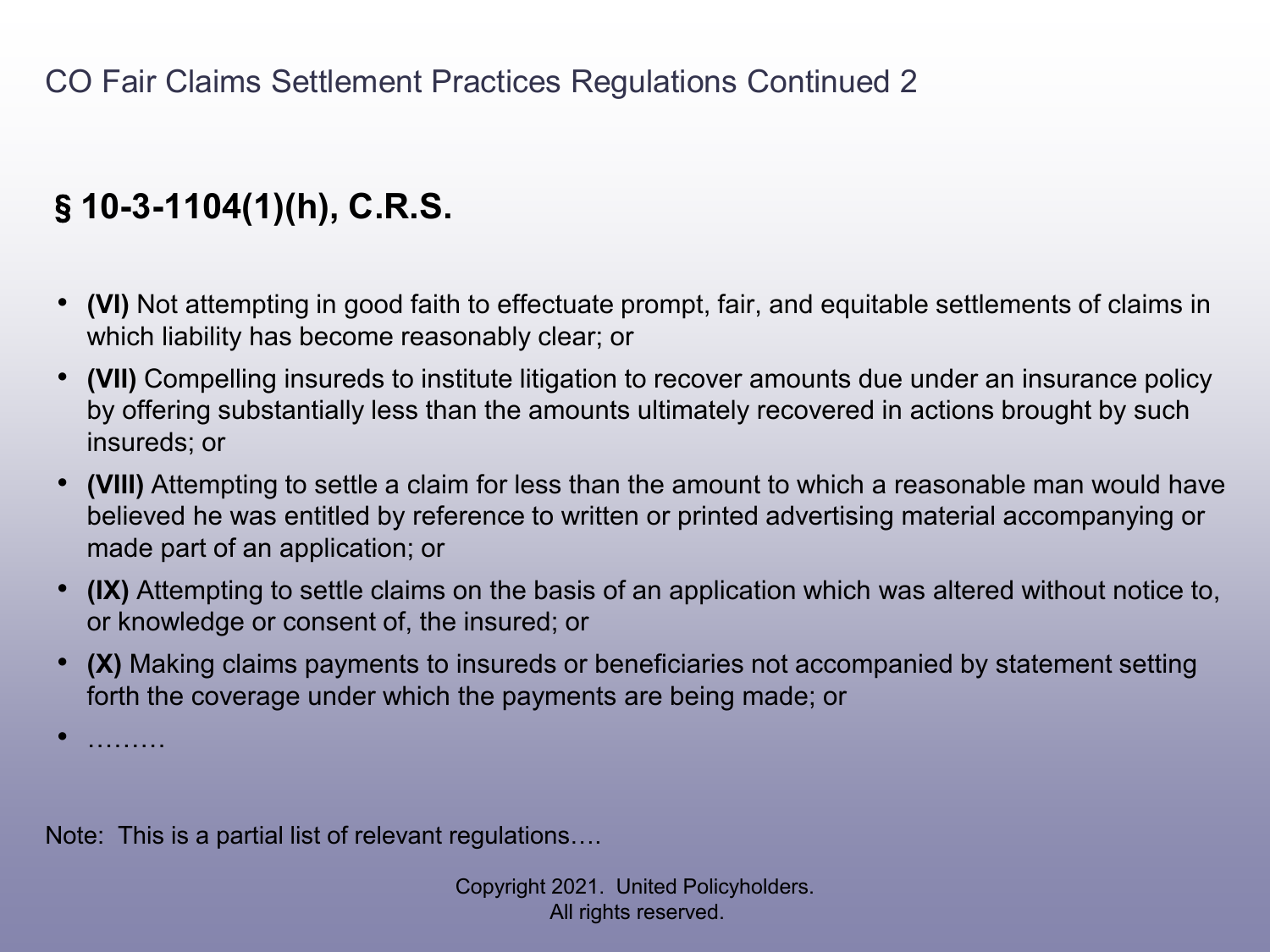# CO Fair Claims Settlement Practices Regulations Continued 2

## § 10-3-1104(1)(h), C.R.S.

- **(VI)** Not attempting in good faith to effectuate prompt, fair, and equitable settlements of claims in which liability has become reasonably clear; or
- **(VII)** Compelling insureds to institute litigation to recover amounts due under an insurance policy by offering substantially less than the amounts ultimately recovered in actions brought by such insureds; or
- **(VIII)** Attempting to settle a claim for less than the amount to which a reasonable man would have believed he was entitled by reference to written or printed advertising material accompanying or made part of an application; or
- **(IX)** Attempting to settle claims on the basis of an application which was altered without notice to, or knowledge or consent of, the insured; or
- **(X)** Making claims payments to insureds or beneficiaries not accompanied by statement setting forth the coverage under which the payments are being made; or
- ………

Note: This is a partial list of relevant regulations….

Copyright 2021. United Policyholders.
All rights reserved.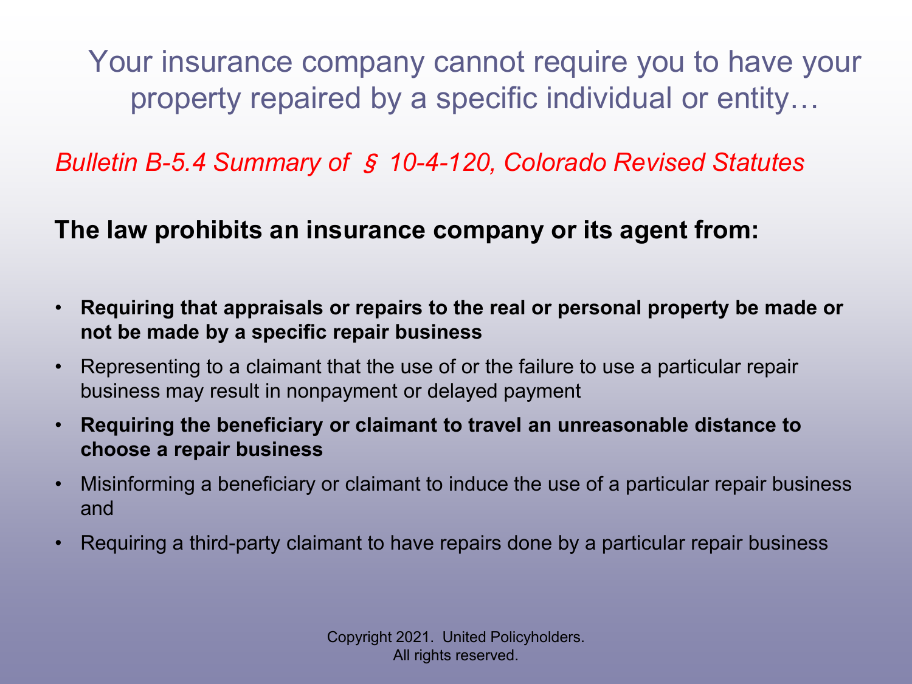# Your insurance company cannot require you to have your property repaired by a specific individual or entity…

*Bulletin B-5.4 Summary of § 10-4-120, Colorado Revised Statutes*

**The law prohibits an insurance company or its agent from:**

- **Requiring that appraisals or repairs to the real or personal property be made or not be made by a specific repair business**
- Representing to a claimant that the use of or the failure to use a particular repair business may result in nonpayment or delayed payment
- **Requiring the beneficiary or claimant to travel an unreasonable distance to choose a repair business**
- Misinforming a beneficiary or claimant to induce the use of a particular repair business and
- Requiring a third-party claimant to have repairs done by a particular repair business

Copyright 2021. United Policyholders.
All rights reserved.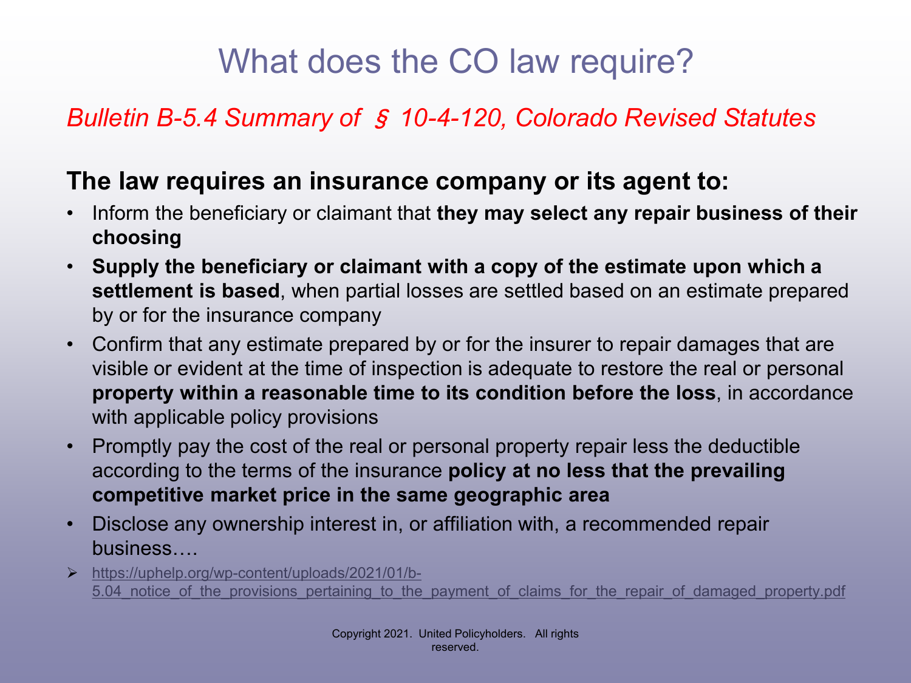# What does the CO law require?

*Bulletin B-5.4 Summary of § 10-4-120, Colorado Revised Statutes*

**The law requires an insurance company or its agent to:**

- Inform the beneficiary or claimant that **they may select any repair business of their choosing**
- **Supply the beneficiary or claimant with a copy of the estimate upon which a settlement is based**, when partial losses are settled based on an estimate prepared by or for the insurance company
- Confirm that any estimate prepared by or for the insurer to repair damages that are visible or evident at the time of inspection is adequate to restore the real or personal **property within a reasonable time to its condition before the loss**, in accordance with applicable policy provisions
- Promptly pay the cost of the real or personal property repair less the deductible according to the terms of the insurance **policy at no less that the prevailing competitive market price in the same geographic area**
- Disclose any ownership interest in, or affiliation with, a recommended repair business….

➢ https://uphelp.org/wp-content/uploads/2021/01/b-5.04_notice_of_the_provisions_pertaining_to_the_payment_of_claims_for_the_repair_of_damaged_property.pdf

Copyright 2021. United Policyholders. All rights reserved.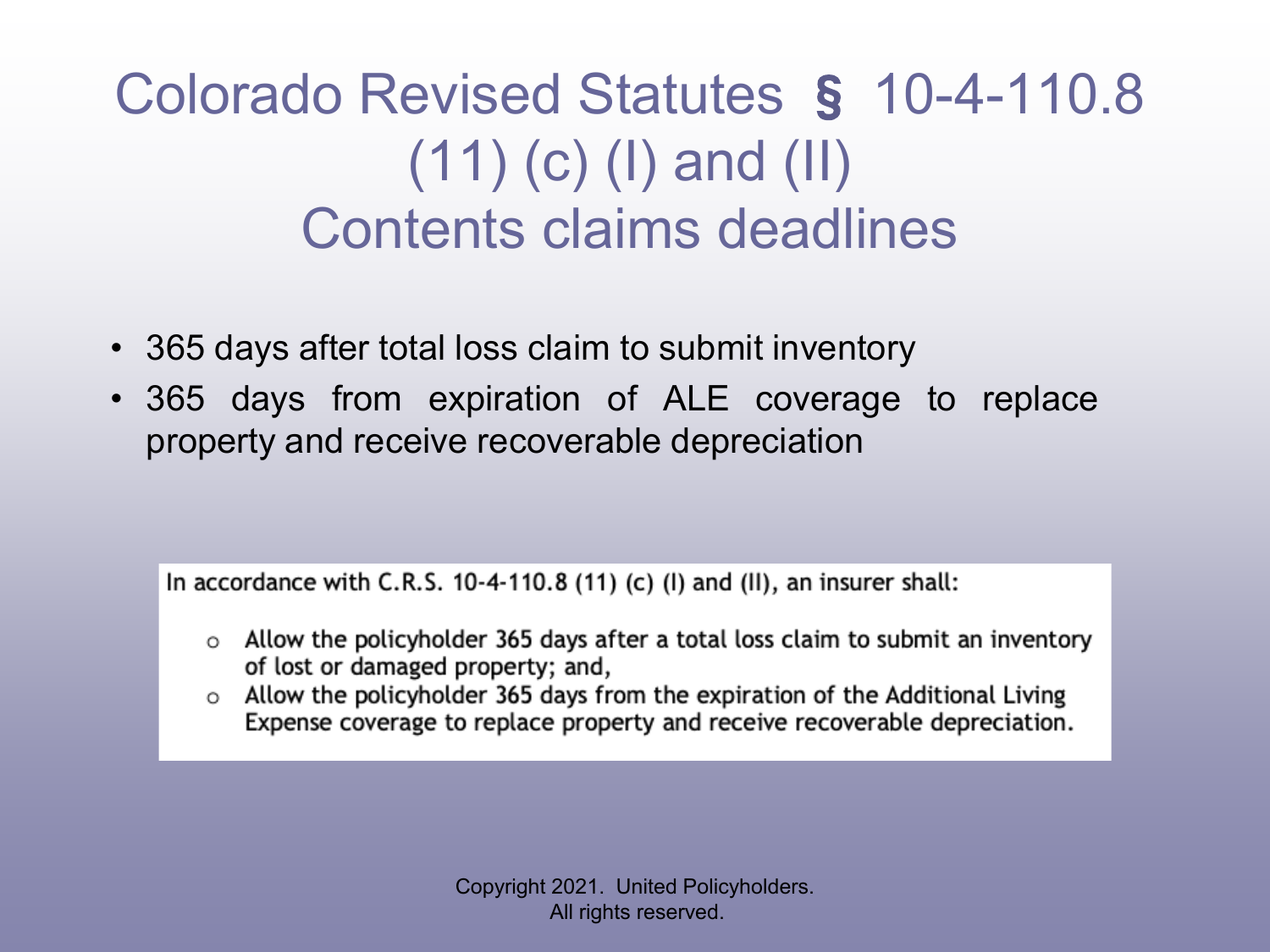# Colorado Revised Statutes § 10-4-110.8 (11) (c) (I) and (II) Contents claims deadlines

- 365 days after total loss claim to submit inventory
- 365 days from expiration of ALE coverage to replace property and receive recoverable depreciation

In accordance with C.R.S. 10-4-110.8 (11) (c) (I) and (II), an insurer shall:

- Allow the policyholder 365 days after a total loss claim to submit an inventory of lost or damaged property; and,
- Allow the policyholder 365 days from the expiration of the Additional Living Expense coverage to replace property and receive recoverable depreciation.

Copyright 2021. United Policyholders.
All rights reserved.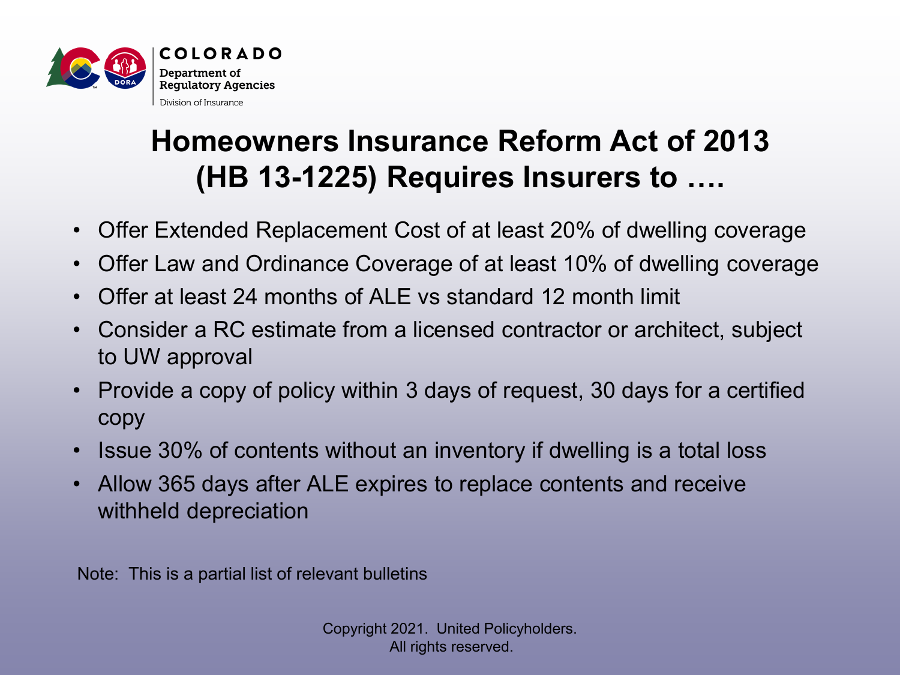COLORADO
Department of Regulatory Agencies
Division of Insurance

# Homeowners Insurance Reform Act of 2013 (HB 13-1225) Requires Insurers to ….

- Offer Extended Replacement Cost of at least 20% of dwelling coverage
- Offer Law and Ordinance Coverage of at least 10% of dwelling coverage
- Offer at least 24 months of ALE vs standard 12 month limit
- Consider a RC estimate from a licensed contractor or architect, subject to UW approval
- Provide a copy of policy within 3 days of request, 30 days for a certified copy
- Issue 30% of contents without an inventory if dwelling is a total loss
- Allow 365 days after ALE expires to replace contents and receive withheld depreciation

Note: This is a partial list of relevant bulletins

Copyright 2021. United Policyholders. All rights reserved.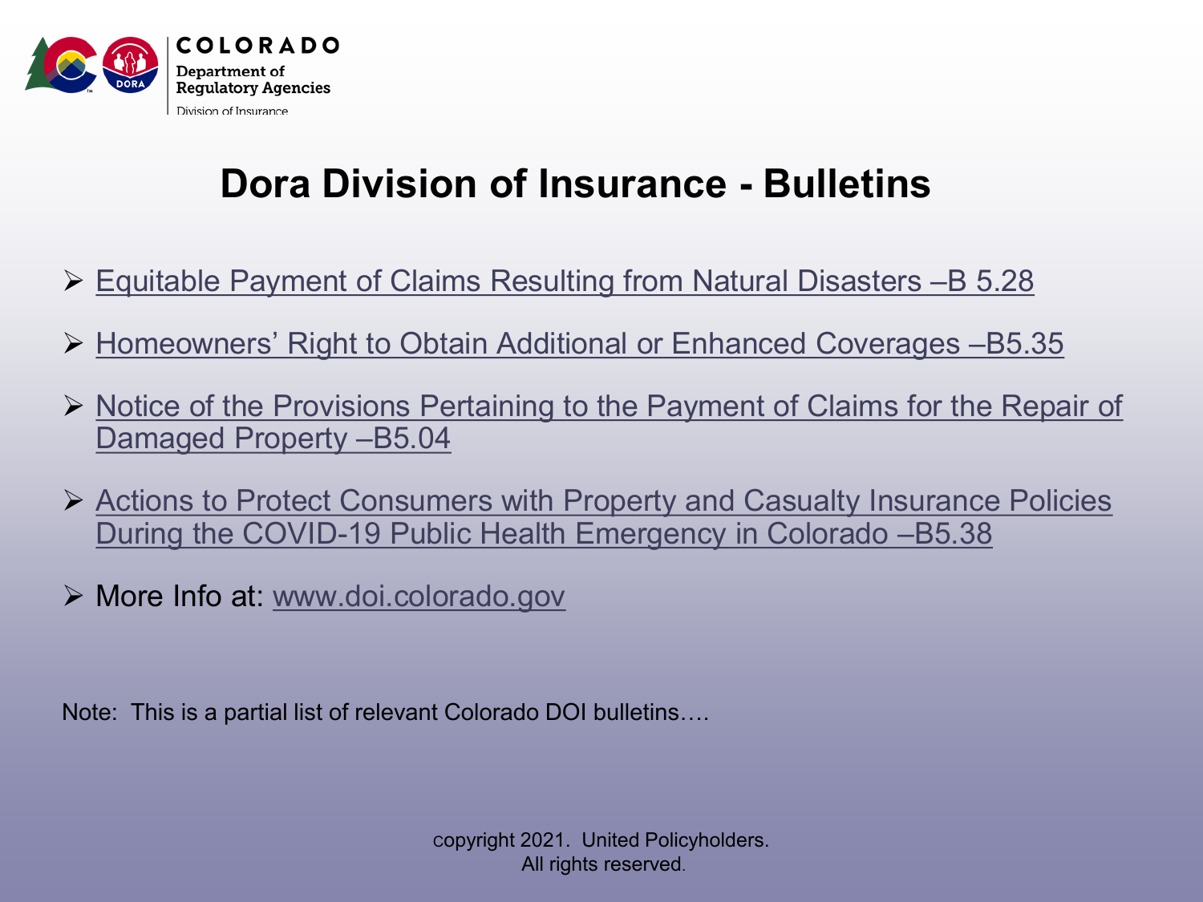COLORADO
Department of Regulatory Agencies
Division of Insurance

# Dora Division of Insurance - Bulletins

- Equitable Payment of Claims Resulting from Natural Disasters –B 5.28
- Homeowners' Right to Obtain Additional or Enhanced Coverages –B5.35
- Notice of the Provisions Pertaining to the Payment of Claims for the Repair of Damaged Property –B5.04
- Actions to Protect Consumers with Property and Casualty Insurance Policies During the COVID-19 Public Health Emergency in Colorado –B5.38
- More Info at: www.doi.colorado.gov

Note: This is a partial list of relevant Colorado DOI bulletins….

copyright 2021. United Policyholders. All rights reserved.